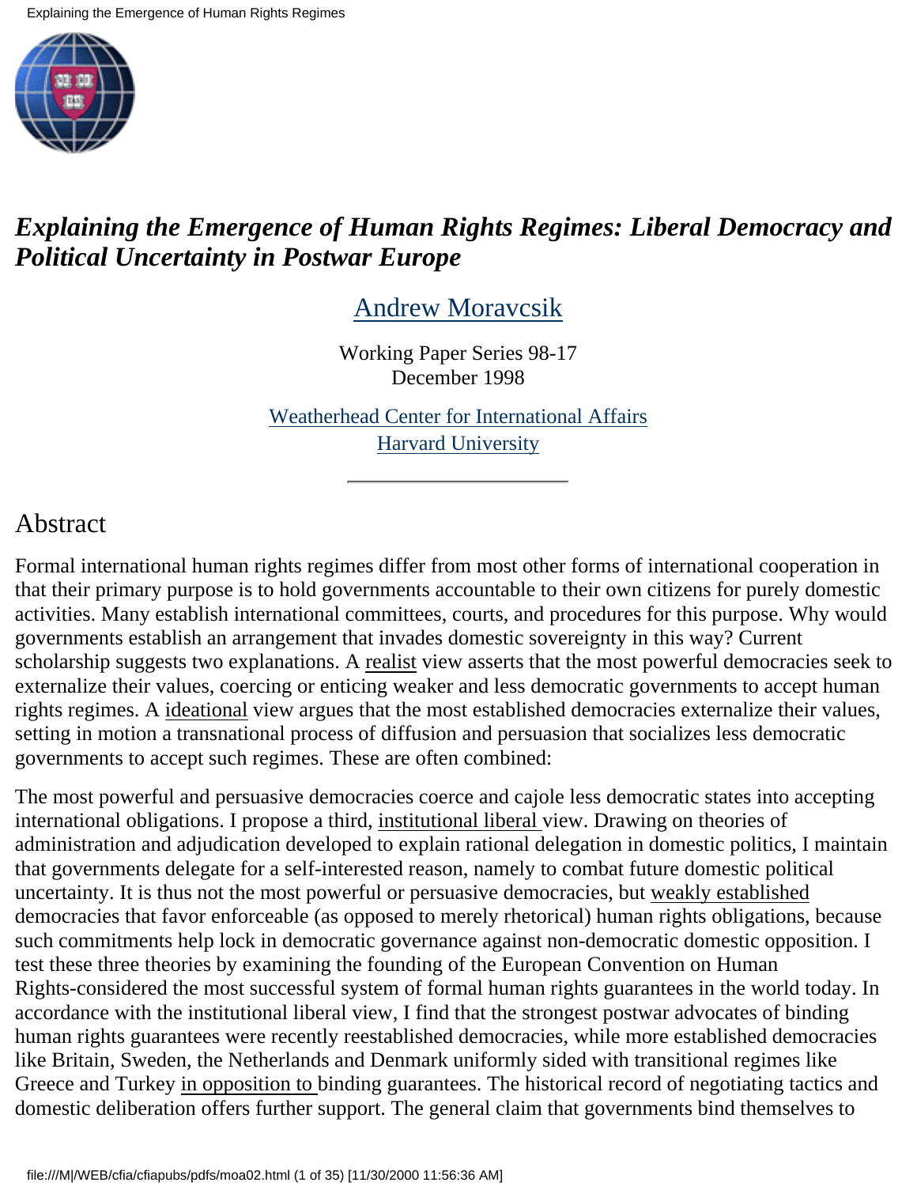# *Explaining the Emergence of Human Rights Regimes: Liberal Democracy and Political Uncertainty in Postwar Europe*

Andrew Moravcsik

Working Paper Series 98-17
December 1998

Weatherhead Center for International Affairs
Harvard University

---

## Abstract

Formal international human rights regimes differ from most other forms of international cooperation in that their primary purpose is to hold governments accountable to their own citizens for purely domestic activities. Many establish international committees, courts, and procedures for this purpose. Why would governments establish an arrangement that invades domestic sovereignty in this way? Current scholarship suggests two explanations. A realist view asserts that the most powerful democracies seek to externalize their values, coercing or enticing weaker and less democratic governments to accept human rights regimes. A ideational view argues that the most established democracies externalize their values, setting in motion a transnational process of diffusion and persuasion that socializes less democratic governments to accept such regimes. These are often combined:

The most powerful and persuasive democracies coerce and cajole less democratic states into accepting international obligations. I propose a third, institutional liberal view. Drawing on theories of administration and adjudication developed to explain rational delegation in domestic politics, I maintain that governments delegate for a self-interested reason, namely to combat future domestic political uncertainty. It is thus not the most powerful or persuasive democracies, but weakly established democracies that favor enforceable (as opposed to merely rhetorical) human rights obligations, because such commitments help lock in democratic governance against non-democratic domestic opposition. I test these three theories by examining the founding of the European Convention on Human Rights-considered the most successful system of formal human rights guarantees in the world today. In accordance with the institutional liberal view, I find that the strongest postwar advocates of binding human rights guarantees were recently reestablished democracies, while more established democracies like Britain, Sweden, the Netherlands and Denmark uniformly sided with transitional regimes like Greece and Turkey in opposition to binding guarantees. The historical record of negotiating tactics and domestic deliberation offers further support. The general claim that governments bind themselves to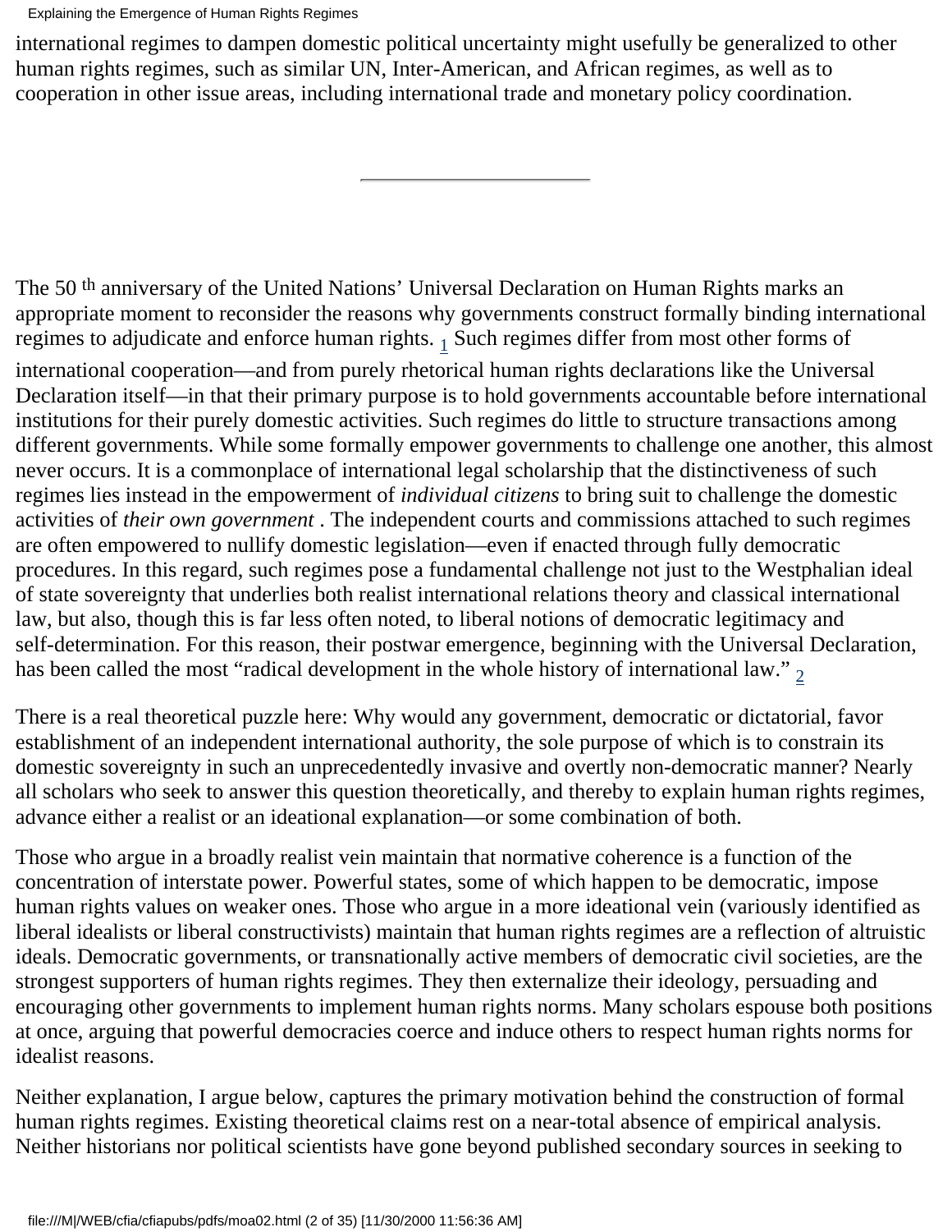international regimes to dampen domestic political uncertainty might usefully be generalized to other human rights regimes, such as similar UN, Inter-American, and African regimes, as well as to cooperation in other issue areas, including international trade and monetary policy coordination.

---

The 50th anniversary of the United Nations' Universal Declaration on Human Rights marks an appropriate moment to reconsider the reasons why governments construct formally binding international regimes to adjudicate and enforce human rights. [1] Such regimes differ from most other forms of international cooperation—and from purely rhetorical human rights declarations like the Universal Declaration itself—in that their primary purpose is to hold governments accountable before international institutions for their purely domestic activities. Such regimes do little to structure transactions among different governments. While some formally empower governments to challenge one another, this almost never occurs. It is a commonplace of international legal scholarship that the distinctiveness of such regimes lies instead in the empowerment of *individual citizens* to bring suit to challenge the domestic activities of *their own government* . The independent courts and commissions attached to such regimes are often empowered to nullify domestic legislation—even if enacted through fully democratic procedures. In this regard, such regimes pose a fundamental challenge not just to the Westphalian ideal of state sovereignty that underlies both realist international relations theory and classical international law, but also, though this is far less often noted, to liberal notions of democratic legitimacy and self-determination. For this reason, their postwar emergence, beginning with the Universal Declaration, has been called the most "radical development in the whole history of international law." [2]

There is a real theoretical puzzle here: Why would any government, democratic or dictatorial, favor establishment of an independent international authority, the sole purpose of which is to constrain its domestic sovereignty in such an unprecedentedly invasive and overtly non-democratic manner? Nearly all scholars who seek to answer this question theoretically, and thereby to explain human rights regimes, advance either a realist or an ideational explanation—or some combination of both.

Those who argue in a broadly realist vein maintain that normative coherence is a function of the concentration of interstate power. Powerful states, some of which happen to be democratic, impose human rights values on weaker ones. Those who argue in a more ideational vein (variously identified as liberal idealists or liberal constructivists) maintain that human rights regimes are a reflection of altruistic ideals. Democratic governments, or transnationally active members of democratic civil societies, are the strongest supporters of human rights regimes. They then externalize their ideology, persuading and encouraging other governments to implement human rights norms. Many scholars espouse both positions at once, arguing that powerful democracies coerce and induce others to respect human rights norms for idealist reasons.

Neither explanation, I argue below, captures the primary motivation behind the construction of formal human rights regimes. Existing theoretical claims rest on a near-total absence of empirical analysis. Neither historians nor political scientists have gone beyond published secondary sources in seeking to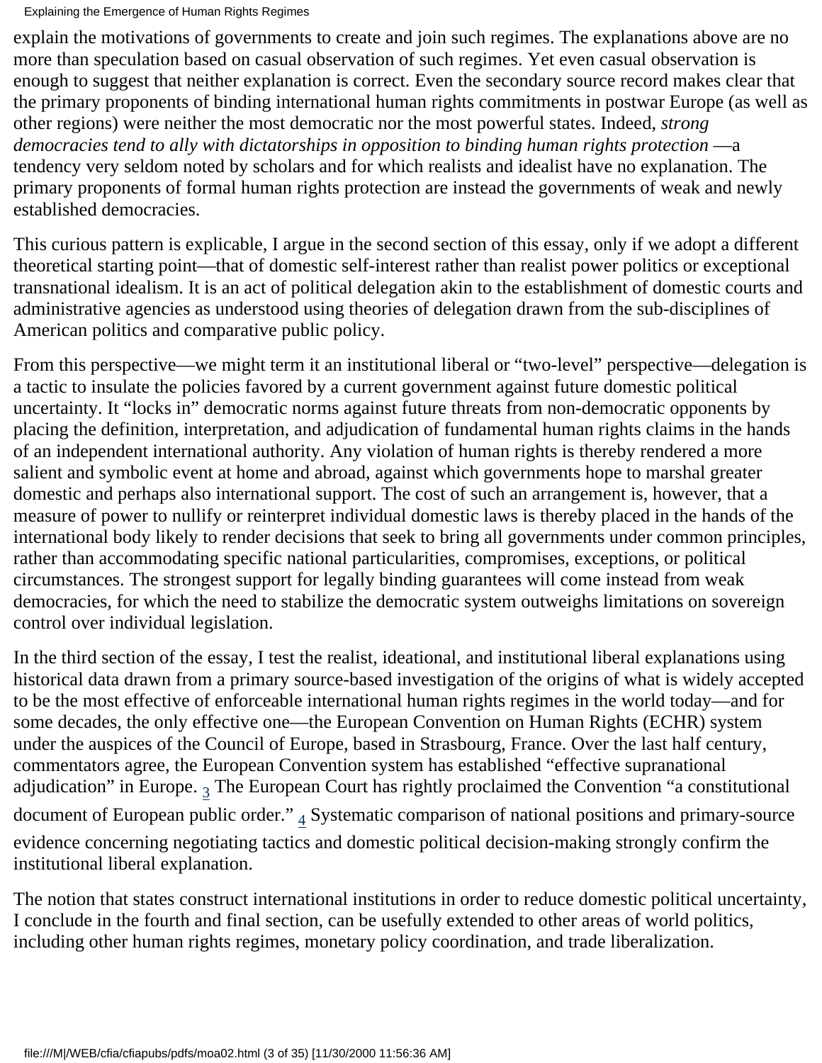explain the motivations of governments to create and join such regimes. The explanations above are no more than speculation based on casual observation of such regimes. Yet even casual observation is enough to suggest that neither explanation is correct. Even the secondary source record makes clear that the primary proponents of binding international human rights commitments in postwar Europe (as well as other regions) were neither the most democratic nor the most powerful states. Indeed, *strong democracies tend to ally with dictatorships in opposition to binding human rights protection* —a tendency very seldom noted by scholars and for which realists and idealist have no explanation. The primary proponents of formal human rights protection are instead the governments of weak and newly established democracies.

This curious pattern is explicable, I argue in the second section of this essay, only if we adopt a different theoretical starting point—that of domestic self-interest rather than realist power politics or exceptional transnational idealism. It is an act of political delegation akin to the establishment of domestic courts and administrative agencies as understood using theories of delegation drawn from the sub-disciplines of American politics and comparative public policy.

From this perspective—we might term it an institutional liberal or "two-level" perspective—delegation is a tactic to insulate the policies favored by a current government against future domestic political uncertainty. It "locks in" democratic norms against future threats from non-democratic opponents by placing the definition, interpretation, and adjudication of fundamental human rights claims in the hands of an independent international authority. Any violation of human rights is thereby rendered a more salient and symbolic event at home and abroad, against which governments hope to marshal greater domestic and perhaps also international support. The cost of such an arrangement is, however, that a measure of power to nullify or reinterpret individual domestic laws is thereby placed in the hands of the international body likely to render decisions that seek to bring all governments under common principles, rather than accommodating specific national particularities, compromises, exceptions, or political circumstances. The strongest support for legally binding guarantees will come instead from weak democracies, for which the need to stabilize the democratic system outweighs limitations on sovereign control over individual legislation.

In the third section of the essay, I test the realist, ideational, and institutional liberal explanations using historical data drawn from a primary source-based investigation of the origins of what is widely accepted to be the most effective of enforceable international human rights regimes in the world today—and for some decades, the only effective one—the European Convention on Human Rights (ECHR) system under the auspices of the Council of Europe, based in Strasbourg, France. Over the last half century, commentators agree, the European Convention system has established "effective supranational adjudication" in Europe. [3] The European Court has rightly proclaimed the Convention "a constitutional document of European public order." [4] Systematic comparison of national positions and primary-source evidence concerning negotiating tactics and domestic political decision-making strongly confirm the institutional liberal explanation.

The notion that states construct international institutions in order to reduce domestic political uncertainty, I conclude in the fourth and final section, can be usefully extended to other areas of world politics, including other human rights regimes, monetary policy coordination, and trade liberalization.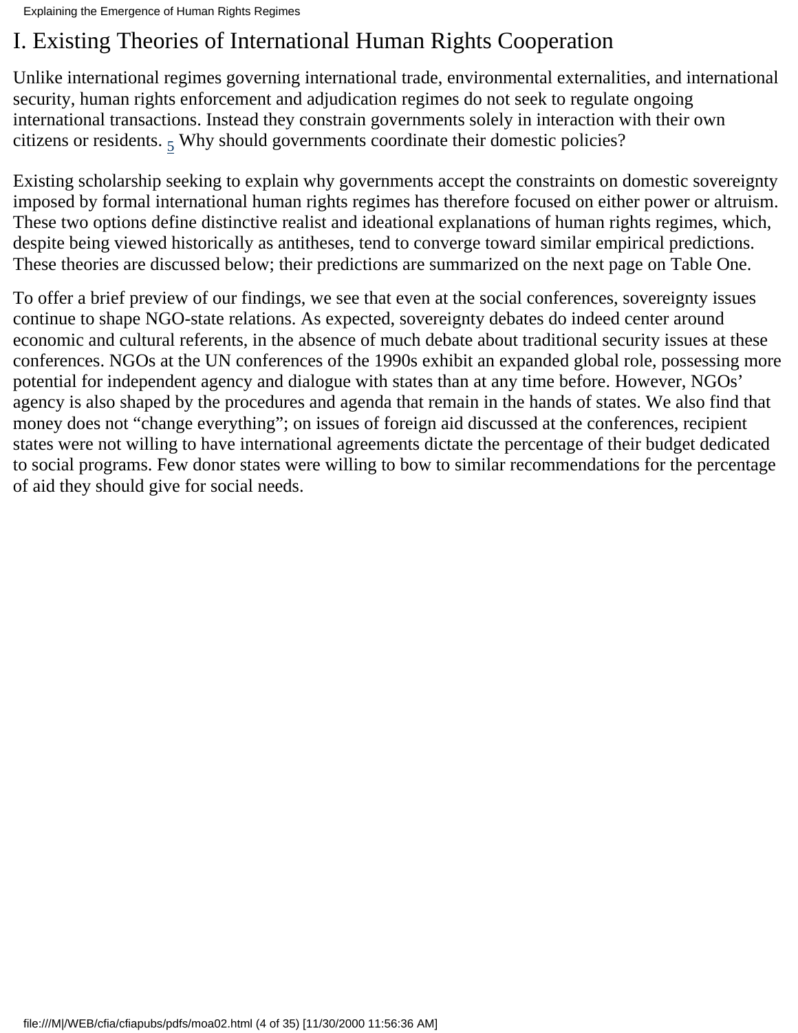# I. Existing Theories of International Human Rights Cooperation

Unlike international regimes governing international trade, environmental externalities, and international security, human rights enforcement and adjudication regimes do not seek to regulate ongoing international transactions. Instead they constrain governments solely in interaction with their own citizens or residents. [5] Why should governments coordinate their domestic policies?

Existing scholarship seeking to explain why governments accept the constraints on domestic sovereignty imposed by formal international human rights regimes has therefore focused on either power or altruism. These two options define distinctive realist and ideational explanations of human rights regimes, which, despite being viewed historically as antitheses, tend to converge toward similar empirical predictions. These theories are discussed below; their predictions are summarized on the next page on Table One.

To offer a brief preview of our findings, we see that even at the social conferences, sovereignty issues continue to shape NGO-state relations. As expected, sovereignty debates do indeed center around economic and cultural referents, in the absence of much debate about traditional security issues at these conferences. NGOs at the UN conferences of the 1990s exhibit an expanded global role, possessing more potential for independent agency and dialogue with states than at any time before. However, NGOs' agency is also shaped by the procedures and agenda that remain in the hands of states. We also find that money does not "change everything"; on issues of foreign aid discussed at the conferences, recipient states were not willing to have international agreements dictate the percentage of their budget dedicated to social programs. Few donor states were willing to bow to similar recommendations for the percentage of aid they should give for social needs.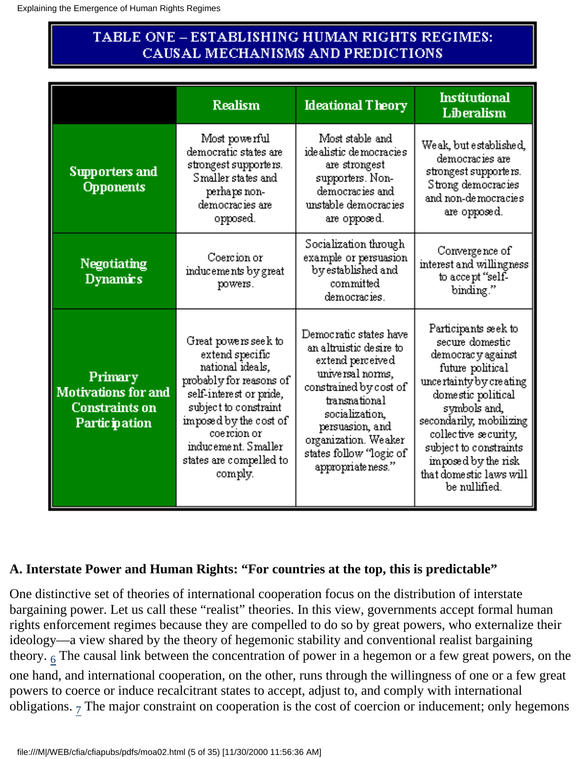## TABLE ONE – ESTABLISHING HUMAN RIGHTS REGIMES: CAUSAL MECHANISMS AND PREDICTIONS

| | Realism | Ideational Theory | Institutional Liberalism |
|---|---|---|---|
| **Supporters and Opponents** | Most powerful democratic states are strongest supporters. Smaller states and perhaps non-democracies are opposed. | Most stable and idealistic democracies are strongest supporters. Non-democracies and unstable democracies are opposed. | Weak, but established, democracies are strongest supporters. Strong democracies and non-democracies are opposed. |
| **Negotiating Dynamics** | Coercion or inducements by great powers. | Socialization through example or persuasion by established and committed democracies. | Convergence of interest and willingness to accept "self-binding." |
| **Primary Motivations for and Constraints on Participation** | Great powers seek to extend specific national ideals, probably for reasons of self-interest or pride, subject to constraint imposed by the cost of coercion or inducement. Smaller states are compelled to comply. | Democratic states have an altruistic desire to extend perceived universal norms, constrained by cost of transnational socialization, persuasion, and organization. Weaker states follow "logic of appropriateness." | Participants seek to secure domestic democracy against future political uncertainty by creating domestic political symbols and, secondarily, mobilizing collective security, subject to constraints imposed by the risk that domestic laws will be nullified. |

### A. Interstate Power and Human Rights: "For countries at the top, this is predictable"

One distinctive set of theories of international cooperation focus on the distribution of interstate bargaining power. Let us call these "realist" theories. In this view, governments accept formal human rights enforcement regimes because they are compelled to do so by great powers, who externalize their ideology—a view shared by the theory of hegemonic stability and conventional realist bargaining theory. [6] The causal link between the concentration of power in a hegemon or a few great powers, on the one hand, and international cooperation, on the other, runs through the willingness of one or a few great powers to coerce or induce recalcitrant states to accept, adjust to, and comply with international obligations. [7] The major constraint on cooperation is the cost of coercion or inducement; only hegemons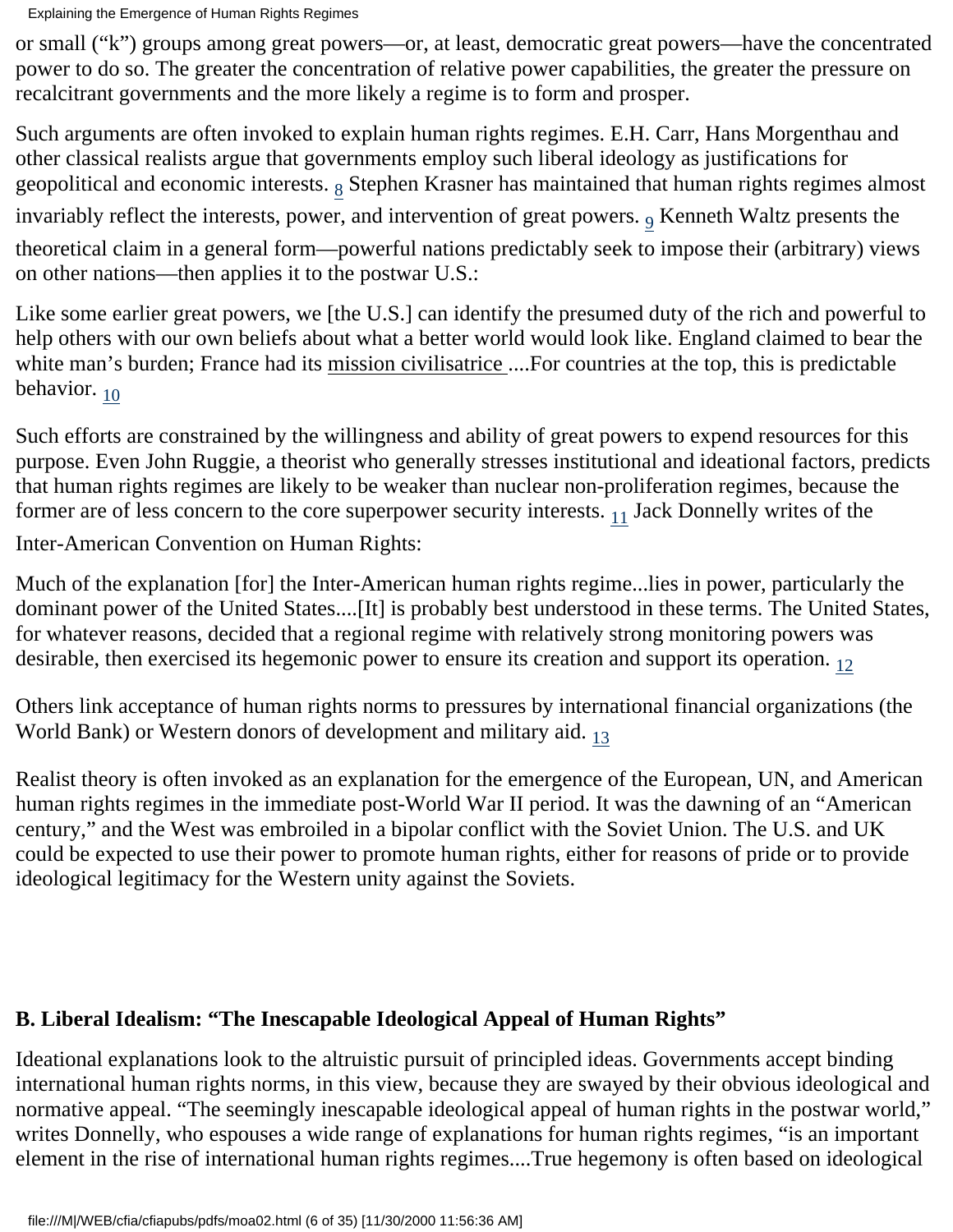or small ("k") groups among great powers—or, at least, democratic great powers—have the concentrated power to do so. The greater the concentration of relative power capabilities, the greater the pressure on recalcitrant governments and the more likely a regime is to form and prosper.

Such arguments are often invoked to explain human rights regimes. E.H. Carr, Hans Morgenthau and other classical realists argue that governments employ such liberal ideology as justifications for geopolitical and economic interests. [8] Stephen Krasner has maintained that human rights regimes almost invariably reflect the interests, power, and intervention of great powers. [9] Kenneth Waltz presents the theoretical claim in a general form—powerful nations predictably seek to impose their (arbitrary) views on other nations—then applies it to the postwar U.S.:

Like some earlier great powers, we [the U.S.] can identify the presumed duty of the rich and powerful to help others with our own beliefs about what a better world would look like. England claimed to bear the white man's burden; France had its *mission civilisatrice* ....For countries at the top, this is predictable behavior. [10]

Such efforts are constrained by the willingness and ability of great powers to expend resources for this purpose. Even John Ruggie, a theorist who generally stresses institutional and ideational factors, predicts that human rights regimes are likely to be weaker than nuclear non-proliferation regimes, because the former are of less concern to the core superpower security interests. [11] Jack Donnelly writes of the Inter-American Convention on Human Rights:

Much of the explanation [for] the Inter-American human rights regime...lies in power, particularly the dominant power of the United States....[It] is probably best understood in these terms. The United States, for whatever reasons, decided that a regional regime with relatively strong monitoring powers was desirable, then exercised its hegemonic power to ensure its creation and support its operation. [12]

Others link acceptance of human rights norms to pressures by international financial organizations (the World Bank) or Western donors of development and military aid. [13]

Realist theory is often invoked as an explanation for the emergence of the European, UN, and American human rights regimes in the immediate post-World War II period. It was the dawning of an "American century," and the West was embroiled in a bipolar conflict with the Soviet Union. The U.S. and UK could be expected to use their power to promote human rights, either for reasons of pride or to provide ideological legitimacy for the Western unity against the Soviets.

### B. Liberal Idealism: "The Inescapable Ideological Appeal of Human Rights"

Ideational explanations look to the altruistic pursuit of principled ideas. Governments accept binding international human rights norms, in this view, because they are swayed by their obvious ideological and normative appeal. "The seemingly inescapable ideological appeal of human rights in the postwar world," writes Donnelly, who espouses a wide range of explanations for human rights regimes, "is an important element in the rise of international human rights regimes....True hegemony is often based on ideological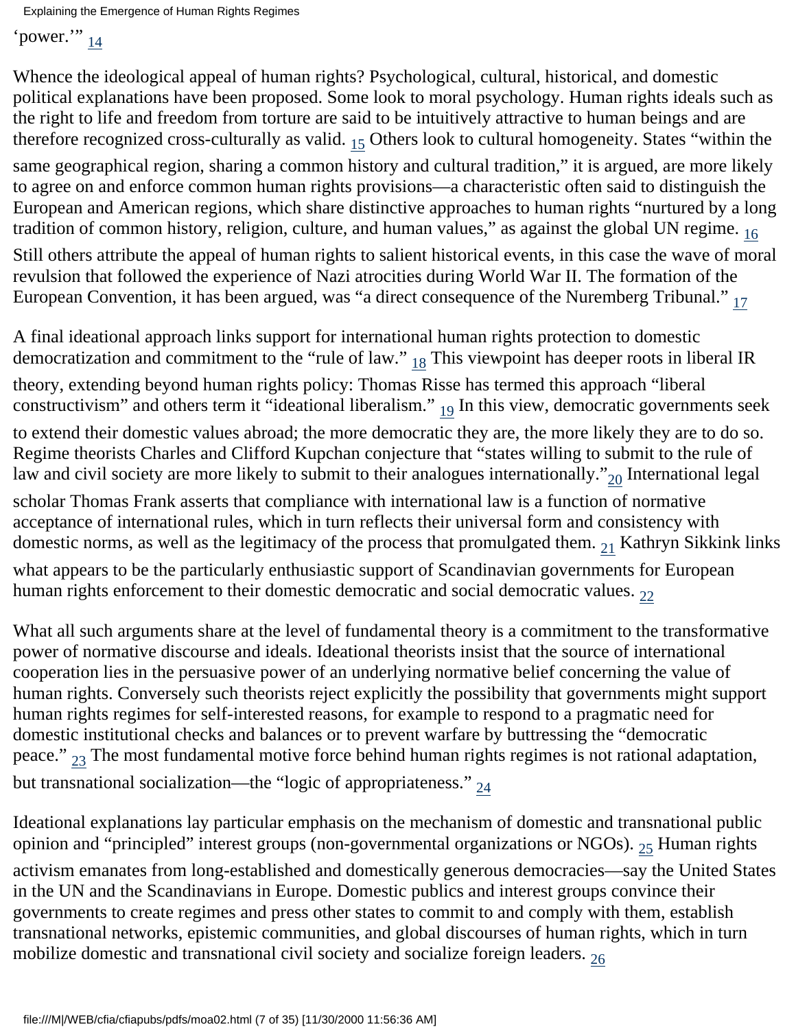'power.'" [14]

Whence the ideological appeal of human rights? Psychological, cultural, historical, and domestic political explanations have been proposed. Some look to moral psychology. Human rights ideals such as the right to life and freedom from torture are said to be intuitively attractive to human beings and are therefore recognized cross-culturally as valid. [15] Others look to cultural homogeneity. States "within the same geographical region, sharing a common history and cultural tradition," it is argued, are more likely to agree on and enforce common human rights provisions—a characteristic often said to distinguish the European and American regions, which share distinctive approaches to human rights "nurtured by a long tradition of common history, religion, culture, and human values," as against the global UN regime. [16] Still others attribute the appeal of human rights to salient historical events, in this case the wave of moral revulsion that followed the experience of Nazi atrocities during World War II. The formation of the European Convention, it has been argued, was "a direct consequence of the Nuremberg Tribunal." [17]

A final ideational approach links support for international human rights protection to domestic democratization and commitment to the "rule of law." [18] This viewpoint has deeper roots in liberal IR theory, extending beyond human rights policy: Thomas Risse has termed this approach "liberal constructivism" and others term it "ideational liberalism." [19] In this view, democratic governments seek to extend their domestic values abroad; the more democratic they are, the more likely they are to do so. Regime theorists Charles and Clifford Kupchan conjecture that "states willing to submit to the rule of law and civil society are more likely to submit to their analogues internationally."[20] International legal scholar Thomas Frank asserts that compliance with international law is a function of normative acceptance of international rules, which in turn reflects their universal form and consistency with domestic norms, as well as the legitimacy of the process that promulgated them. [21] Kathryn Sikkink links what appears to be the particularly enthusiastic support of Scandinavian governments for European human rights enforcement to their domestic democratic and social democratic values. [22]

What all such arguments share at the level of fundamental theory is a commitment to the transformative power of normative discourse and ideals. Ideational theorists insist that the source of international cooperation lies in the persuasive power of an underlying normative belief concerning the value of human rights. Conversely such theorists reject explicitly the possibility that governments might support human rights regimes for self-interested reasons, for example to respond to a pragmatic need for domestic institutional checks and balances or to prevent warfare by buttressing the "democratic peace." [23] The most fundamental motive force behind human rights regimes is not rational adaptation, but transnational socialization—the "logic of appropriateness." [24]

Ideational explanations lay particular emphasis on the mechanism of domestic and transnational public opinion and "principled" interest groups (non-governmental organizations or NGOs). [25] Human rights activism emanates from long-established and domestically generous democracies—say the United States in the UN and the Scandinavians in Europe. Domestic publics and interest groups convince their governments to create regimes and press other states to commit to and comply with them, establish transnational networks, epistemic communities, and global discourses of human rights, which in turn mobilize domestic and transnational civil society and socialize foreign leaders. [26]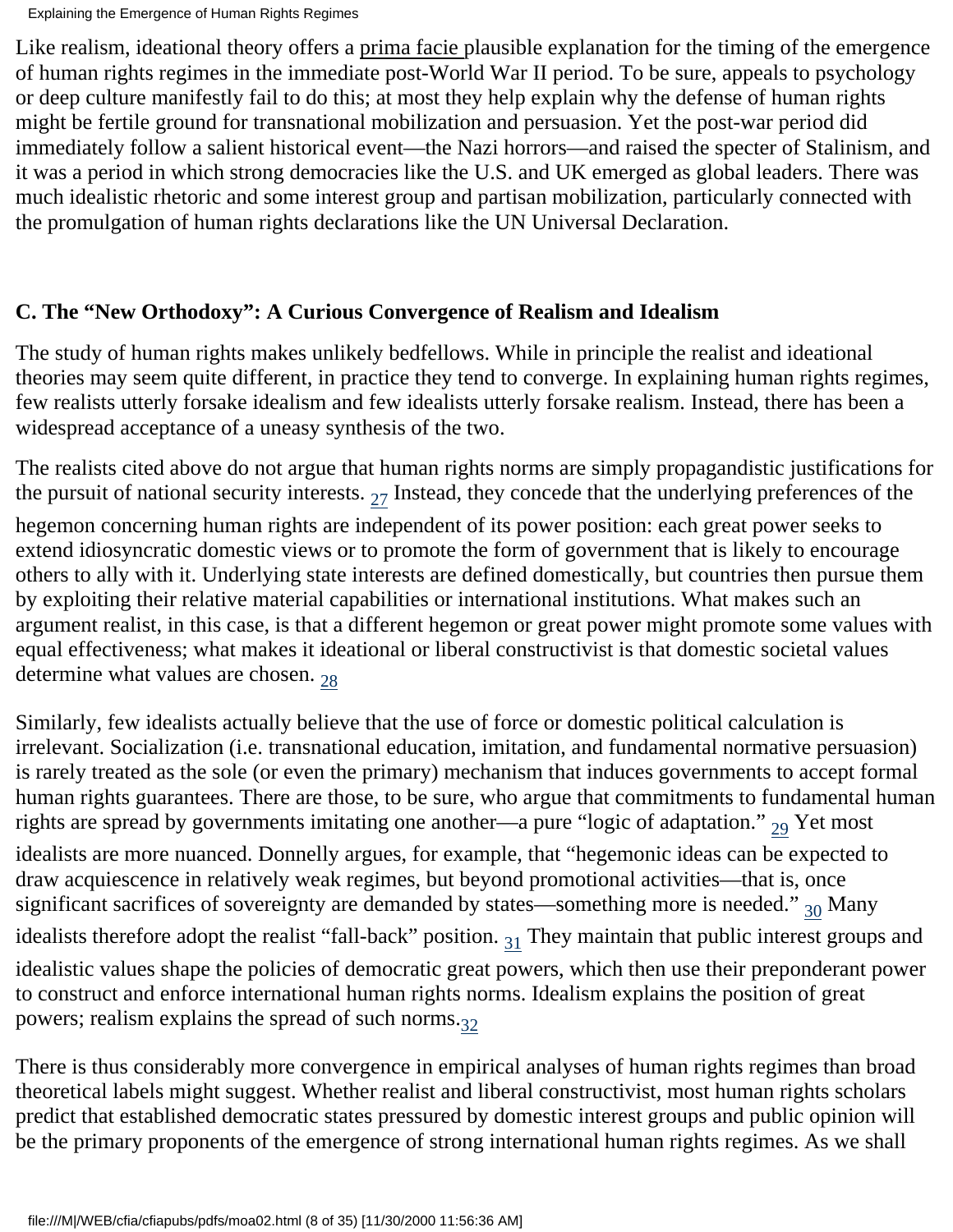Like realism, ideational theory offers a prima facie plausible explanation for the timing of the emergence of human rights regimes in the immediate post-World War II period. To be sure, appeals to psychology or deep culture manifestly fail to do this; at most they help explain why the defense of human rights might be fertile ground for transnational mobilization and persuasion. Yet the post-war period did immediately follow a salient historical event—the Nazi horrors—and raised the specter of Stalinism, and it was a period in which strong democracies like the U.S. and UK emerged as global leaders. There was much idealistic rhetoric and some interest group and partisan mobilization, particularly connected with the promulgation of human rights declarations like the UN Universal Declaration.

### C. The "New Orthodoxy": A Curious Convergence of Realism and Idealism

The study of human rights makes unlikely bedfellows. While in principle the realist and ideational theories may seem quite different, in practice they tend to converge. In explaining human rights regimes, few realists utterly forsake idealism and few idealists utterly forsake realism. Instead, there has been a widespread acceptance of a uneasy synthesis of the two.

The realists cited above do not argue that human rights norms are simply propagandistic justifications for the pursuit of national security interests. [27] Instead, they concede that the underlying preferences of the hegemon concerning human rights are independent of its power position: each great power seeks to extend idiosyncratic domestic views or to promote the form of government that is likely to encourage others to ally with it. Underlying state interests are defined domestically, but countries then pursue them by exploiting their relative material capabilities or international institutions. What makes such an argument realist, in this case, is that a different hegemon or great power might promote some values with equal effectiveness; what makes it ideational or liberal constructivist is that domestic societal values determine what values are chosen. [28]

Similarly, few idealists actually believe that the use of force or domestic political calculation is irrelevant. Socialization (i.e. transnational education, imitation, and fundamental normative persuasion) is rarely treated as the sole (or even the primary) mechanism that induces governments to accept formal human rights guarantees. There are those, to be sure, who argue that commitments to fundamental human rights are spread by governments imitating one another—a pure "logic of adaptation." [29] Yet most idealists are more nuanced. Donnelly argues, for example, that "hegemonic ideas can be expected to draw acquiescence in relatively weak regimes, but beyond promotional activities—that is, once significant sacrifices of sovereignty are demanded by states—something more is needed." [30] Many idealists therefore adopt the realist "fall-back" position. [31] They maintain that public interest groups and idealistic values shape the policies of democratic great powers, which then use their preponderant power to construct and enforce international human rights norms. Idealism explains the position of great powers; realism explains the spread of such norms.[32]

There is thus considerably more convergence in empirical analyses of human rights regimes than broad theoretical labels might suggest. Whether realist and liberal constructivist, most human rights scholars predict that established democratic states pressured by domestic interest groups and public opinion will be the primary proponents of the emergence of strong international human rights regimes. As we shall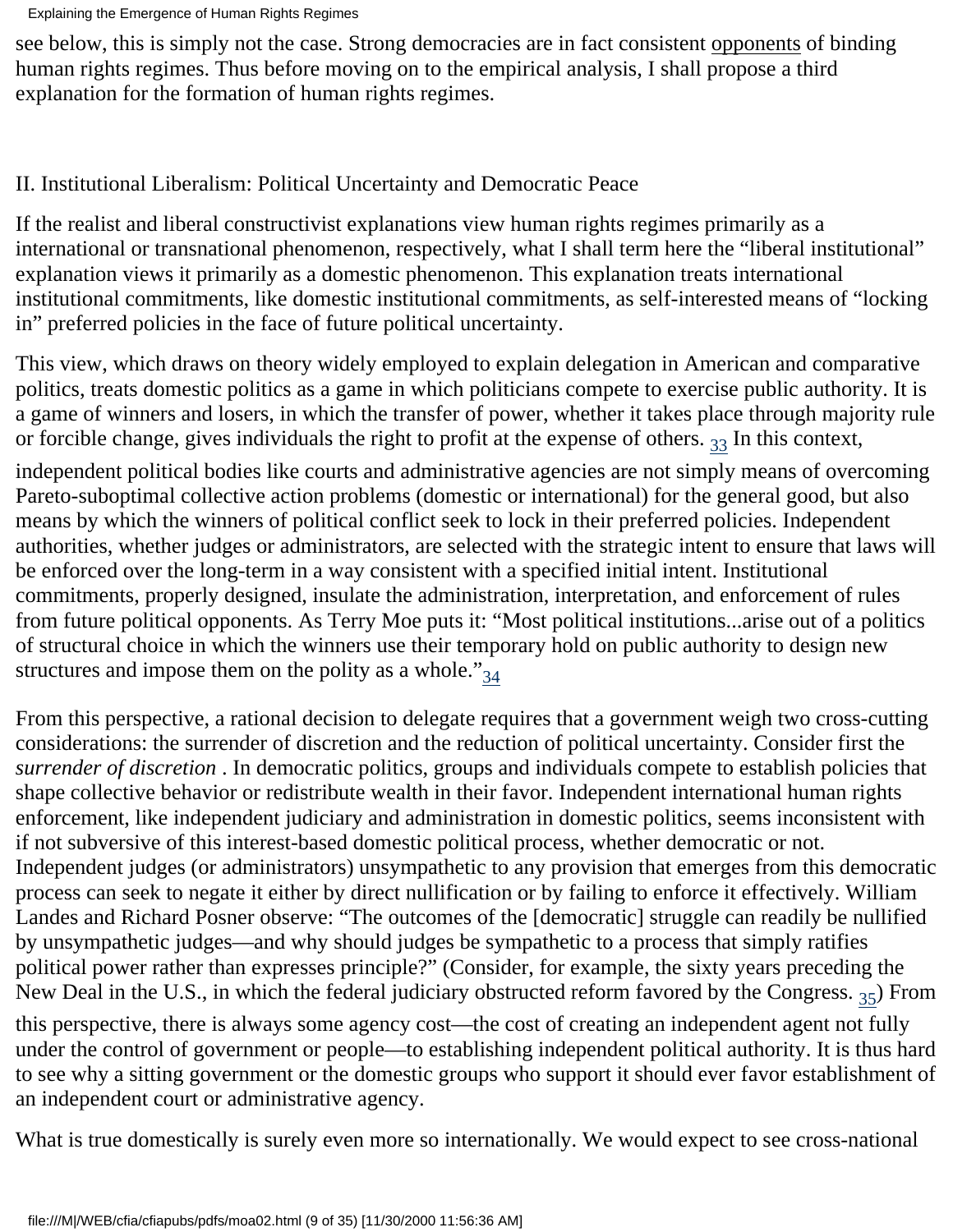see below, this is simply not the case. Strong democracies are in fact consistent opponents of binding human rights regimes. Thus before moving on to the empirical analysis, I shall propose a third explanation for the formation of human rights regimes.

## II. Institutional Liberalism: Political Uncertainty and Democratic Peace

If the realist and liberal constructivist explanations view human rights regimes primarily as a international or transnational phenomenon, respectively, what I shall term here the "liberal institutional" explanation views it primarily as a domestic phenomenon. This explanation treats international institutional commitments, like domestic institutional commitments, as self-interested means of "locking in" preferred policies in the face of future political uncertainty.

This view, which draws on theory widely employed to explain delegation in American and comparative politics, treats domestic politics as a game in which politicians compete to exercise public authority. It is a game of winners and losers, in which the transfer of power, whether it takes place through majority rule or forcible change, gives individuals the right to profit at the expense of others. [33] In this context, independent political bodies like courts and administrative agencies are not simply means of overcoming Pareto-suboptimal collective action problems (domestic or international) for the general good, but also means by which the winners of political conflict seek to lock in their preferred policies. Independent authorities, whether judges or administrators, are selected with the strategic intent to ensure that laws will be enforced over the long-term in a way consistent with a specified initial intent. Institutional commitments, properly designed, insulate the administration, interpretation, and enforcement of rules from future political opponents. As Terry Moe puts it: "Most political institutions...arise out of a politics of structural choice in which the winners use their temporary hold on public authority to design new structures and impose them on the polity as a whole."[34]

From this perspective, a rational decision to delegate requires that a government weigh two cross-cutting considerations: the surrender of discretion and the reduction of political uncertainty. Consider first the *surrender of discretion* . In democratic politics, groups and individuals compete to establish policies that shape collective behavior or redistribute wealth in their favor. Independent international human rights enforcement, like independent judiciary and administration in domestic politics, seems inconsistent with if not subversive of this interest-based domestic political process, whether democratic or not. Independent judges (or administrators) unsympathetic to any provision that emerges from this democratic process can seek to negate it either by direct nullification or by failing to enforce it effectively. William Landes and Richard Posner observe: "The outcomes of the [democratic] struggle can readily be nullified by unsympathetic judges—and why should judges be sympathetic to a process that simply ratifies political power rather than expresses principle?" (Consider, for example, the sixty years preceding the New Deal in the U.S., in which the federal judiciary obstructed reform favored by the Congress. [35]) From this perspective, there is always some agency cost—the cost of creating an independent agent not fully under the control of government or people—to establishing independent political authority. It is thus hard to see why a sitting government or the domestic groups who support it should ever favor establishment of an independent court or administrative agency.

What is true domestically is surely even more so internationally. We would expect to see cross-national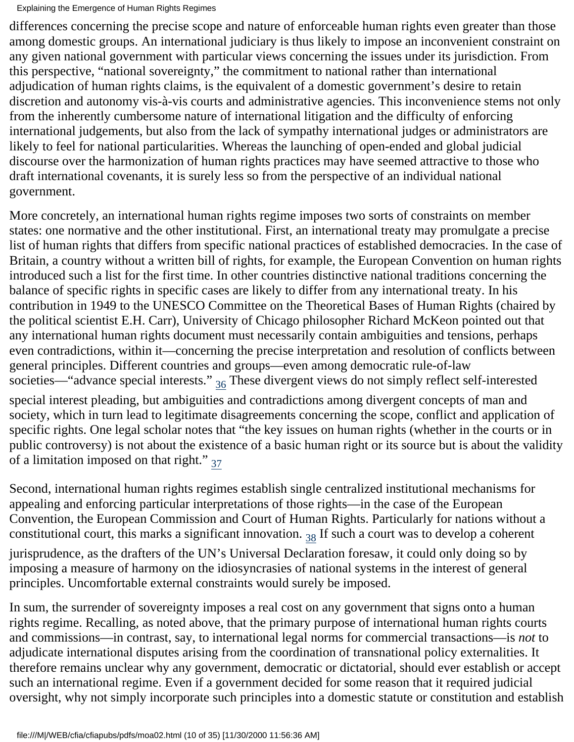differences concerning the precise scope and nature of enforceable human rights even greater than those among domestic groups. An international judiciary is thus likely to impose an inconvenient constraint on any given national government with particular views concerning the issues under its jurisdiction. From this perspective, "national sovereignty," the commitment to national rather than international adjudication of human rights claims, is the equivalent of a domestic government's desire to retain discretion and autonomy vis-à-vis courts and administrative agencies. This inconvenience stems not only from the inherently cumbersome nature of international litigation and the difficulty of enforcing international judgements, but also from the lack of sympathy international judges or administrators are likely to feel for national particularities. Whereas the launching of open-ended and global judicial discourse over the harmonization of human rights practices may have seemed attractive to those who draft international covenants, it is surely less so from the perspective of an individual national government.

More concretely, an international human rights regime imposes two sorts of constraints on member states: one normative and the other institutional. First, an international treaty may promulgate a precise list of human rights that differs from specific national practices of established democracies. In the case of Britain, a country without a written bill of rights, for example, the European Convention on human rights introduced such a list for the first time. In other countries distinctive national traditions concerning the balance of specific rights in specific cases are likely to differ from any international treaty. In his contribution in 1949 to the UNESCO Committee on the Theoretical Bases of Human Rights (chaired by the political scientist E.H. Carr), University of Chicago philosopher Richard McKeon pointed out that any international human rights document must necessarily contain ambiguities and tensions, perhaps even contradictions, within it—concerning the precise interpretation and resolution of conflicts between general principles. Different countries and groups—even among democratic rule-of-law societies—"advance special interests." [36] These divergent views do not simply reflect self-interested special interest pleading, but ambiguities and contradictions among divergent concepts of man and society, which in turn lead to legitimate disagreements concerning the scope, conflict and application of specific rights. One legal scholar notes that "the key issues on human rights (whether in the courts or in public controversy) is not about the existence of a basic human right or its source but is about the validity of a limitation imposed on that right." [37]

Second, international human rights regimes establish single centralized institutional mechanisms for appealing and enforcing particular interpretations of those rights—in the case of the European Convention, the European Commission and Court of Human Rights. Particularly for nations without a constitutional court, this marks a significant innovation. [38] If such a court was to develop a coherent jurisprudence, as the drafters of the UN's Universal Declaration foresaw, it could only doing so by imposing a measure of harmony on the idiosyncrasies of national systems in the interest of general principles. Uncomfortable external constraints would surely be imposed.

In sum, the surrender of sovereignty imposes a real cost on any government that signs onto a human rights regime. Recalling, as noted above, that the primary purpose of international human rights courts and commissions—in contrast, say, to international legal norms for commercial transactions—is *not* to adjudicate international disputes arising from the coordination of transnational policy externalities. It therefore remains unclear why any government, democratic or dictatorial, should ever establish or accept such an international regime. Even if a government decided for some reason that it required judicial oversight, why not simply incorporate such principles into a domestic statute or constitution and establish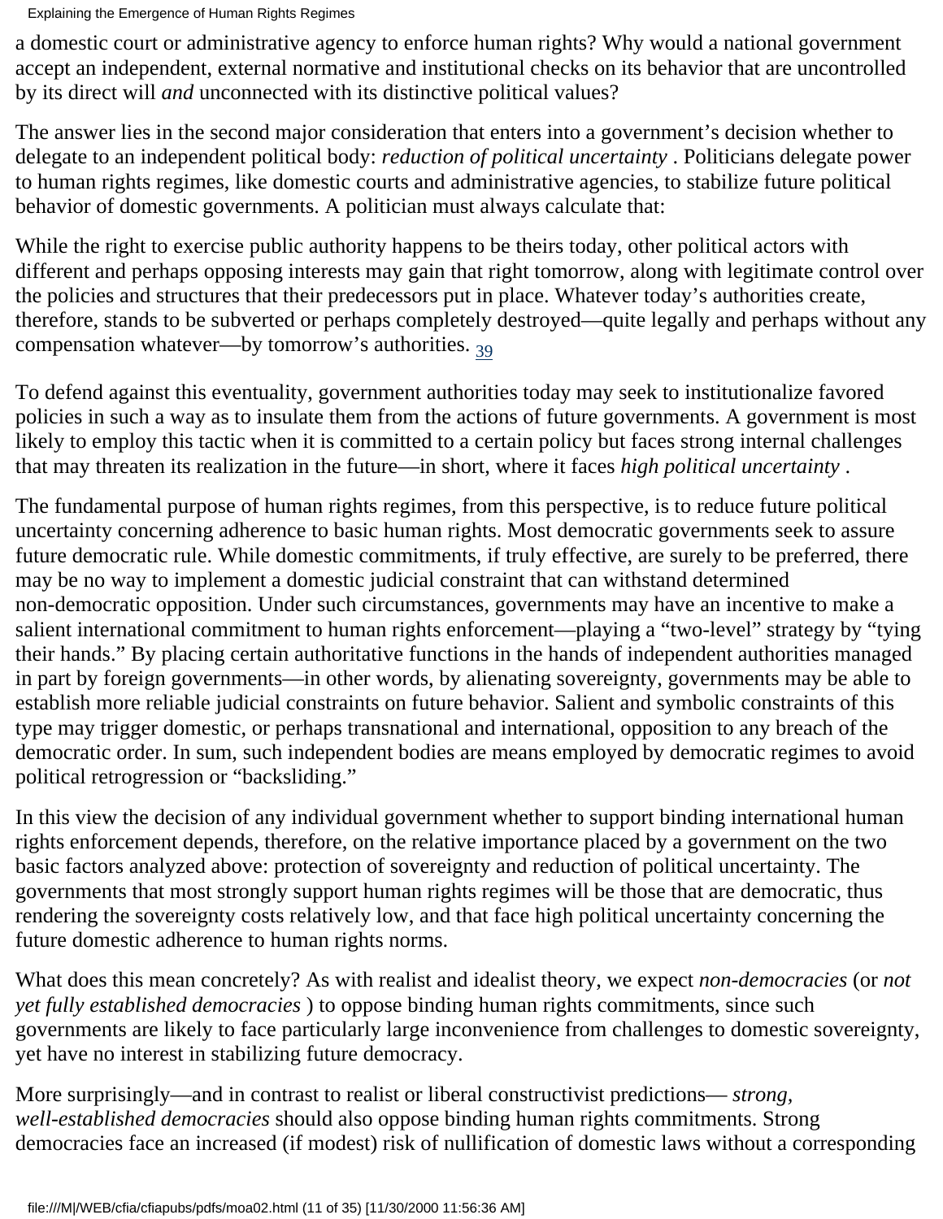a domestic court or administrative agency to enforce human rights? Why would a national government accept an independent, external normative and institutional checks on its behavior that are uncontrolled by its direct will *and* unconnected with its distinctive political values?

The answer lies in the second major consideration that enters into a government's decision whether to delegate to an independent political body: *reduction of political uncertainty* . Politicians delegate power to human rights regimes, like domestic courts and administrative agencies, to stabilize future political behavior of domestic governments. A politician must always calculate that:

While the right to exercise public authority happens to be theirs today, other political actors with different and perhaps opposing interests may gain that right tomorrow, along with legitimate control over the policies and structures that their predecessors put in place. Whatever today's authorities create, therefore, stands to be subverted or perhaps completely destroyed—quite legally and perhaps without any compensation whatever—by tomorrow's authorities. [39]

To defend against this eventuality, government authorities today may seek to institutionalize favored policies in such a way as to insulate them from the actions of future governments. A government is most likely to employ this tactic when it is committed to a certain policy but faces strong internal challenges that may threaten its realization in the future—in short, where it faces *high political uncertainty* .

The fundamental purpose of human rights regimes, from this perspective, is to reduce future political uncertainty concerning adherence to basic human rights. Most democratic governments seek to assure future democratic rule. While domestic commitments, if truly effective, are surely to be preferred, there may be no way to implement a domestic judicial constraint that can withstand determined non-democratic opposition. Under such circumstances, governments may have an incentive to make a salient international commitment to human rights enforcement—playing a "two-level" strategy by "tying their hands." By placing certain authoritative functions in the hands of independent authorities managed in part by foreign governments—in other words, by alienating sovereignty, governments may be able to establish more reliable judicial constraints on future behavior. Salient and symbolic constraints of this type may trigger domestic, or perhaps transnational and international, opposition to any breach of the democratic order. In sum, such independent bodies are means employed by democratic regimes to avoid political retrogression or "backsliding."

In this view the decision of any individual government whether to support binding international human rights enforcement depends, therefore, on the relative importance placed by a government on the two basic factors analyzed above: protection of sovereignty and reduction of political uncertainty. The governments that most strongly support human rights regimes will be those that are democratic, thus rendering the sovereignty costs relatively low, and that face high political uncertainty concerning the future domestic adherence to human rights norms.

What does this mean concretely? As with realist and idealist theory, we expect *non-democracies* (or *not yet fully established democracies* ) to oppose binding human rights commitments, since such governments are likely to face particularly large inconvenience from challenges to domestic sovereignty, yet have no interest in stabilizing future democracy.

More surprisingly—and in contrast to realist or liberal constructivist predictions— *strong, well-established democracies* should also oppose binding human rights commitments. Strong democracies face an increased (if modest) risk of nullification of domestic laws without a corresponding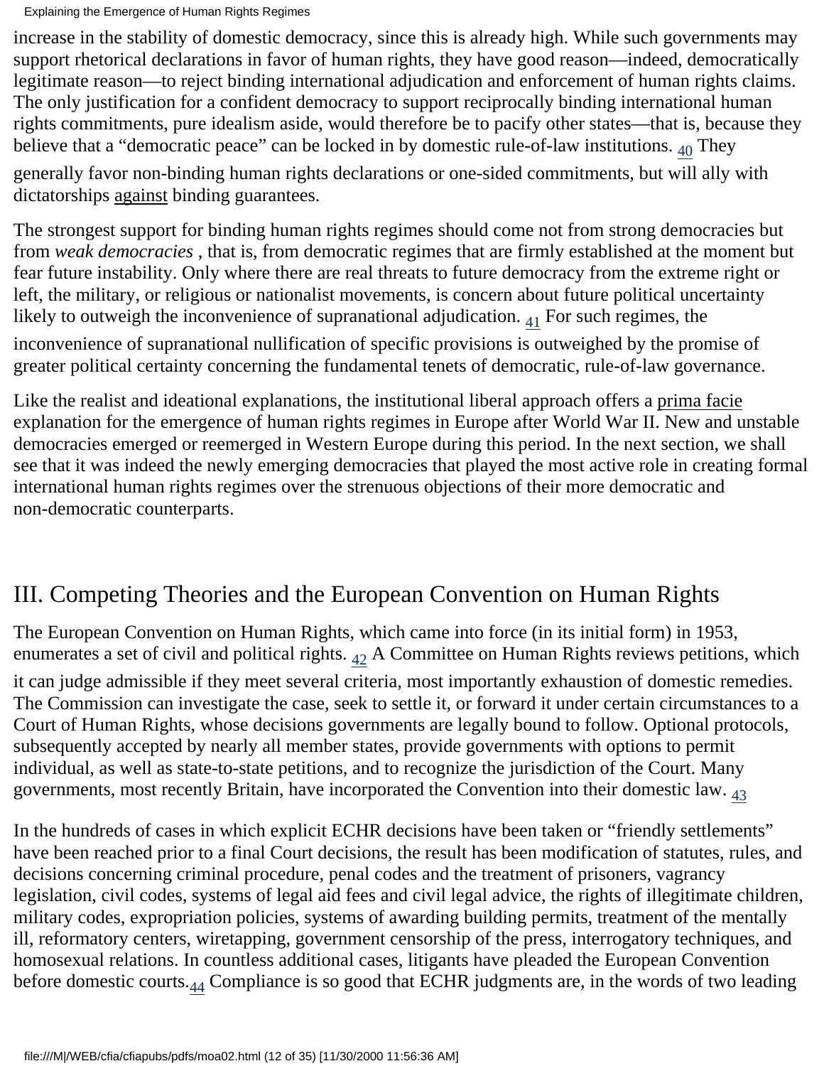increase in the stability of domestic democracy, since this is already high. While such governments may support rhetorical declarations in favor of human rights, they have good reason—indeed, democratically legitimate reason—to reject binding international adjudication and enforcement of human rights claims. The only justification for a confident democracy to support reciprocally binding international human rights commitments, pure idealism aside, would therefore be to pacify other states—that is, because they believe that a "democratic peace" can be locked in by domestic rule-of-law institutions. [40] They generally favor non-binding human rights declarations or one-sided commitments, but will ally with dictatorships against binding guarantees.

The strongest support for binding human rights regimes should come not from strong democracies but from *weak democracies* , that is, from democratic regimes that are firmly established at the moment but fear future instability. Only where there are real threats to future democracy from the extreme right or left, the military, or religious or nationalist movements, is concern about future political uncertainty likely to outweigh the inconvenience of supranational adjudication. [41] For such regimes, the inconvenience of supranational nullification of specific provisions is outweighed by the promise of greater political certainty concerning the fundamental tenets of democratic, rule-of-law governance.

Like the realist and ideational explanations, the institutional liberal approach offers a prima facie explanation for the emergence of human rights regimes in Europe after World War II. New and unstable democracies emerged or reemerged in Western Europe during this period. In the next section, we shall see that it was indeed the newly emerging democracies that played the most active role in creating formal international human rights regimes over the strenuous objections of their more democratic and non-democratic counterparts.

## III. Competing Theories and the European Convention on Human Rights

The European Convention on Human Rights, which came into force (in its initial form) in 1953, enumerates a set of civil and political rights. [42] A Committee on Human Rights reviews petitions, which it can judge admissible if they meet several criteria, most importantly exhaustion of domestic remedies. The Commission can investigate the case, seek to settle it, or forward it under certain circumstances to a Court of Human Rights, whose decisions governments are legally bound to follow. Optional protocols, subsequently accepted by nearly all member states, provide governments with options to permit individual, as well as state-to-state petitions, and to recognize the jurisdiction of the Court. Many governments, most recently Britain, have incorporated the Convention into their domestic law. [43]

In the hundreds of cases in which explicit ECHR decisions have been taken or "friendly settlements" have been reached prior to a final Court decisions, the result has been modification of statutes, rules, and decisions concerning criminal procedure, penal codes and the treatment of prisoners, vagrancy legislation, civil codes, systems of legal aid fees and civil legal advice, the rights of illegitimate children, military codes, expropriation policies, systems of awarding building permits, treatment of the mentally ill, reformatory centers, wiretapping, government censorship of the press, interrogatory techniques, and homosexual relations. In countless additional cases, litigants have pleaded the European Convention before domestic courts.[44] Compliance is so good that ECHR judgments are, in the words of two leading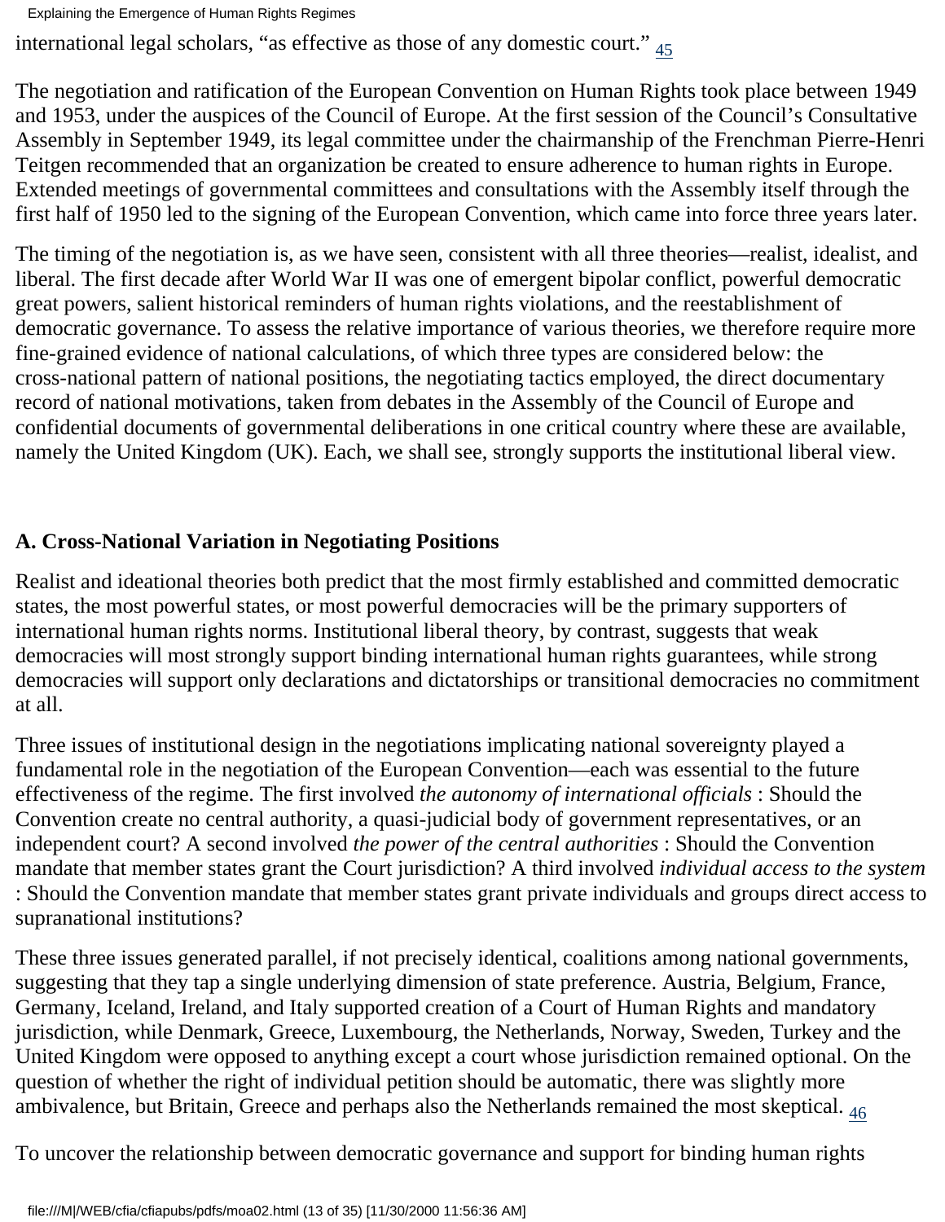international legal scholars, "as effective as those of any domestic court." [45]

The negotiation and ratification of the European Convention on Human Rights took place between 1949 and 1953, under the auspices of the Council of Europe. At the first session of the Council's Consultative Assembly in September 1949, its legal committee under the chairmanship of the Frenchman Pierre-Henri Teitgen recommended that an organization be created to ensure adherence to human rights in Europe. Extended meetings of governmental committees and consultations with the Assembly itself through the first half of 1950 led to the signing of the European Convention, which came into force three years later.

The timing of the negotiation is, as we have seen, consistent with all three theories—realist, idealist, and liberal. The first decade after World War II was one of emergent bipolar conflict, powerful democratic great powers, salient historical reminders of human rights violations, and the reestablishment of democratic governance. To assess the relative importance of various theories, we therefore require more fine-grained evidence of national calculations, of which three types are considered below: the cross-national pattern of national positions, the negotiating tactics employed, the direct documentary record of national motivations, taken from debates in the Assembly of the Council of Europe and confidential documents of governmental deliberations in one critical country where these are available, namely the United Kingdom (UK). Each, we shall see, strongly supports the institutional liberal view.

### A. Cross-National Variation in Negotiating Positions

Realist and ideational theories both predict that the most firmly established and committed democratic states, the most powerful states, or most powerful democracies will be the primary supporters of international human rights norms. Institutional liberal theory, by contrast, suggests that weak democracies will most strongly support binding international human rights guarantees, while strong democracies will support only declarations and dictatorships or transitional democracies no commitment at all.

Three issues of institutional design in the negotiations implicating national sovereignty played a fundamental role in the negotiation of the European Convention—each was essential to the future effectiveness of the regime. The first involved *the autonomy of international officials* : Should the Convention create no central authority, a quasi-judicial body of government representatives, or an independent court? A second involved *the power of the central authorities* : Should the Convention mandate that member states grant the Court jurisdiction? A third involved *individual access to the system* : Should the Convention mandate that member states grant private individuals and groups direct access to supranational institutions?

These three issues generated parallel, if not precisely identical, coalitions among national governments, suggesting that they tap a single underlying dimension of state preference. Austria, Belgium, France, Germany, Iceland, Ireland, and Italy supported creation of a Court of Human Rights and mandatory jurisdiction, while Denmark, Greece, Luxembourg, the Netherlands, Norway, Sweden, Turkey and the United Kingdom were opposed to anything except a court whose jurisdiction remained optional. On the question of whether the right of individual petition should be automatic, there was slightly more ambivalence, but Britain, Greece and perhaps also the Netherlands remained the most skeptical. [46]

To uncover the relationship between democratic governance and support for binding human rights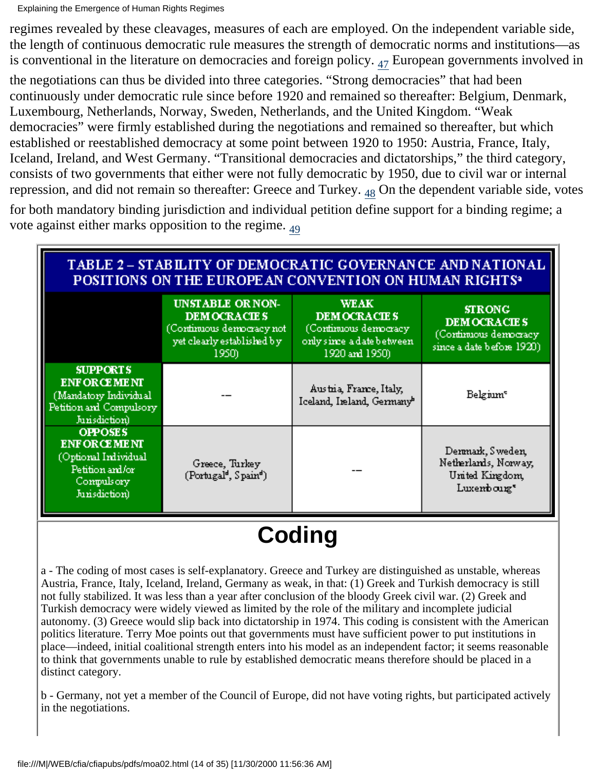regimes revealed by these cleavages, measures of each are employed. On the independent variable side, the length of continuous democratic rule measures the strength of democratic norms and institutions—as is conventional in the literature on democracies and foreign policy. [47] European governments involved in the negotiations can thus be divided into three categories. "Strong democracies" that had been continuously under democratic rule since before 1920 and remained so thereafter: Belgium, Denmark, Luxembourg, Netherlands, Norway, Sweden, Netherlands, and the United Kingdom. "Weak democracies" were firmly established during the negotiations and remained so thereafter, but which established or reestablished democracy at some point between 1920 to 1950: Austria, France, Italy, Iceland, Ireland, and West Germany. "Transitional democracies and dictatorships," the third category, consists of two governments that either were not fully democratic by 1950, due to civil war or internal repression, and did not remain so thereafter: Greece and Turkey. [48] On the dependent variable side, votes for both mandatory binding jurisdiction and individual petition define support for a binding regime; a vote against either marks opposition to the regime. [49]

**TABLE 2 – STABILITY OF DEMOCRATIC GOVERNANCE AND NATIONAL POSITIONS ON THE EUROPEAN CONVENTION ON HUMAN RIGHTS[a]**

| | UNSTABLE OR NON-DEMOCRACIES (Continuous democracy not yet clearly established by 1950) | WEAK DEMOCRACIES (Continuous democracy only since a date between 1920 and 1950) | STRONG DEMOCRACIES (Continuous democracy since a date before 1920) |
|---|---|---|---|
| **SUPPORTS ENFORCEMENT** (Mandatory Individual Petition and Compulsory Jurisdiction) | -- | Austria, France, Italy, Iceland, Ireland, Germany[b] | Belgium[c] |
| **OPPOSES ENFORCEMENT** (Optional Individual Petition and/or Compulsory Jurisdiction) | Greece, Turkey (Portugal[d], Spain[d]) | -- | Denmark, Sweden, Netherlands, Norway, United Kingdom, Luxembourg[e] |

## Coding

a - The coding of most cases is self-explanatory. Greece and Turkey are distinguished as unstable, whereas Austria, France, Italy, Iceland, Ireland, Germany as weak, in that: (1) Greek and Turkish democracy is still not fully stabilized. It was less than a year after conclusion of the bloody Greek civil war. (2) Greek and Turkish democracy were widely viewed as limited by the role of the military and incomplete judicial autonomy. (3) Greece would slip back into dictatorship in 1974. This coding is consistent with the American politics literature. Terry Moe points out that governments must have sufficient power to put institutions in place—indeed, initial coalitional strength enters into his model as an independent factor; it seems reasonable to think that governments unable to rule by established democratic means therefore should be placed in a distinct category.

b - Germany, not yet a member of the Council of Europe, did not have voting rights, but participated actively in the negotiations.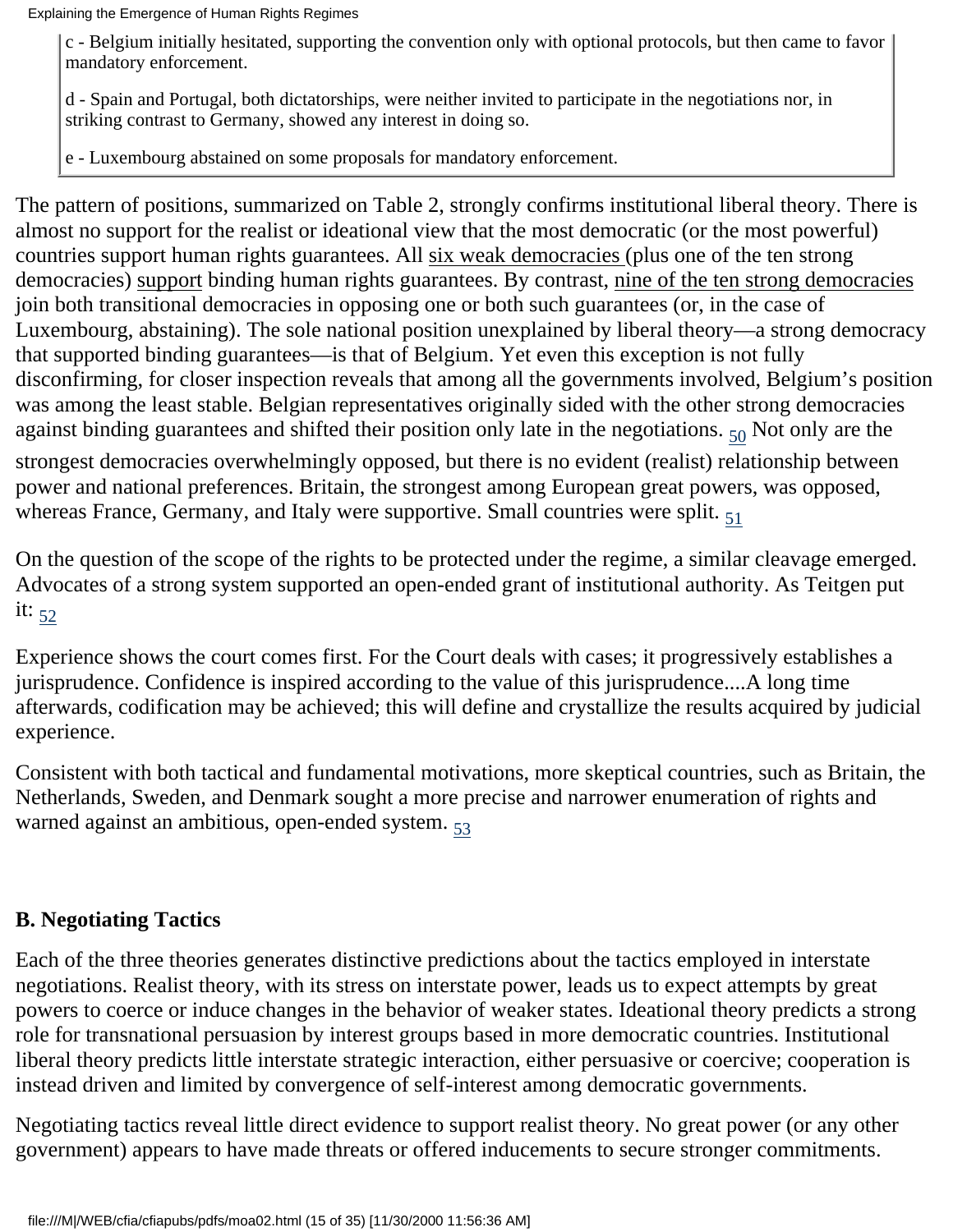c - Belgium initially hesitated, supporting the convention only with optional protocols, but then came to favor mandatory enforcement.

d - Spain and Portugal, both dictatorships, were neither invited to participate in the negotiations nor, in striking contrast to Germany, showed any interest in doing so.

e - Luxembourg abstained on some proposals for mandatory enforcement.

The pattern of positions, summarized on Table 2, strongly confirms institutional liberal theory. There is almost no support for the realist or ideational view that the most democratic (or the most powerful) countries support human rights guarantees. All six weak democracies (plus one of the ten strong democracies) support binding human rights guarantees. By contrast, nine of the ten strong democracies join both transitional democracies in opposing one or both such guarantees (or, in the case of Luxembourg, abstaining). The sole national position unexplained by liberal theory—a strong democracy that supported binding guarantees—is that of Belgium. Yet even this exception is not fully disconfirming, for closer inspection reveals that among all the governments involved, Belgium's position was among the least stable. Belgian representatives originally sided with the other strong democracies against binding guarantees and shifted their position only late in the negotiations. [50] Not only are the strongest democracies overwhelmingly opposed, but there is no evident (realist) relationship between power and national preferences. Britain, the strongest among European great powers, was opposed, whereas France, Germany, and Italy were supportive. Small countries were split. [51]

On the question of the scope of the rights to be protected under the regime, a similar cleavage emerged. Advocates of a strong system supported an open-ended grant of institutional authority. As Teitgen put it: [52]

Experience shows the court comes first. For the Court deals with cases; it progressively establishes a jurisprudence. Confidence is inspired according to the value of this jurisprudence....A long time afterwards, codification may be achieved; this will define and crystallize the results acquired by judicial experience.

Consistent with both tactical and fundamental motivations, more skeptical countries, such as Britain, the Netherlands, Sweden, and Denmark sought a more precise and narrower enumeration of rights and warned against an ambitious, open-ended system. [53]

## B. Negotiating Tactics

Each of the three theories generates distinctive predictions about the tactics employed in interstate negotiations. Realist theory, with its stress on interstate power, leads us to expect attempts by great powers to coerce or induce changes in the behavior of weaker states. Ideational theory predicts a strong role for transnational persuasion by interest groups based in more democratic countries. Institutional liberal theory predicts little interstate strategic interaction, either persuasive or coercive; cooperation is instead driven and limited by convergence of self-interest among democratic governments.

Negotiating tactics reveal little direct evidence to support realist theory. No great power (or any other government) appears to have made threats or offered inducements to secure stronger commitments.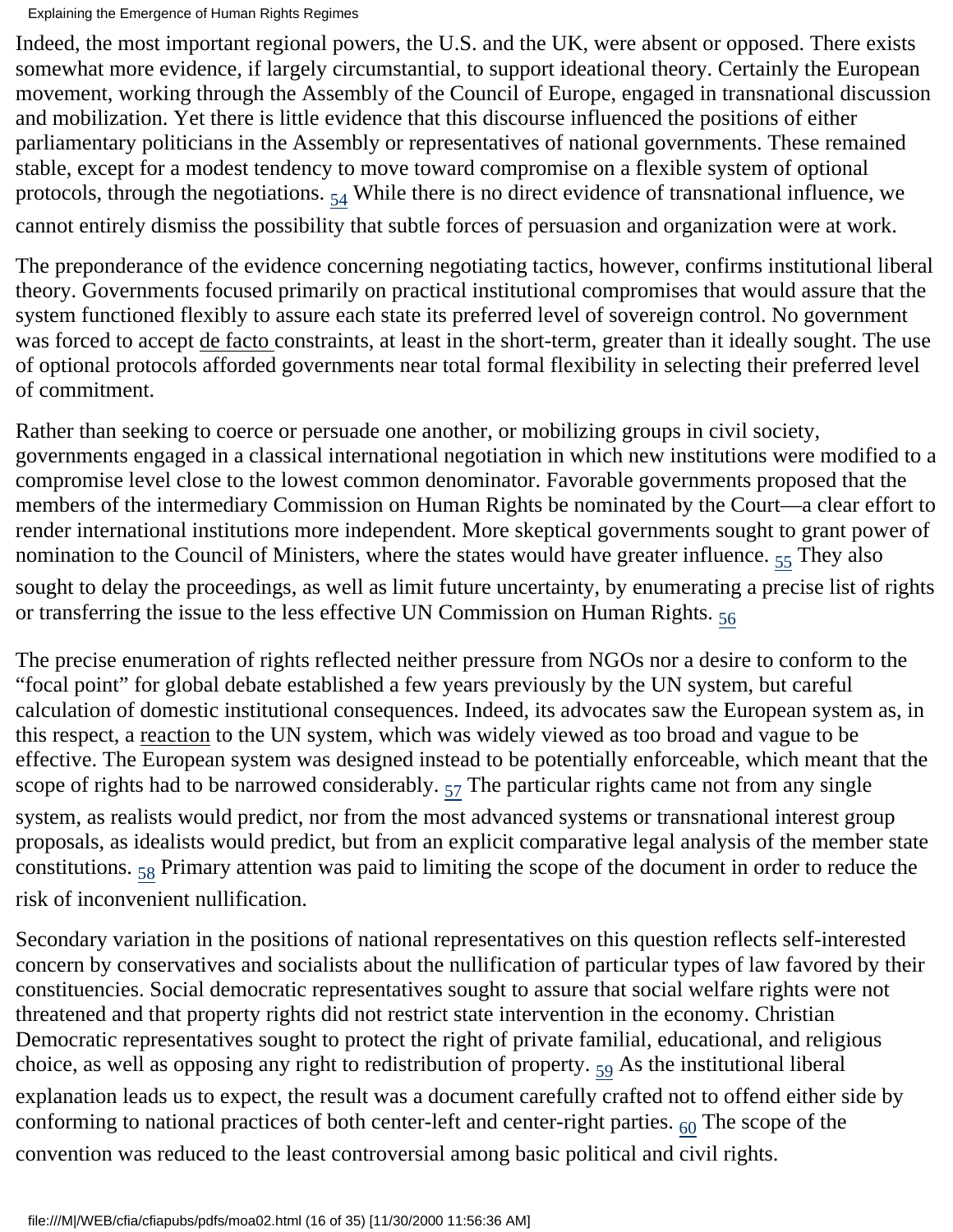Indeed, the most important regional powers, the U.S. and the UK, were absent or opposed. There exists somewhat more evidence, if largely circumstantial, to support ideational theory. Certainly the European movement, working through the Assembly of the Council of Europe, engaged in transnational discussion and mobilization. Yet there is little evidence that this discourse influenced the positions of either parliamentary politicians in the Assembly or representatives of national governments. These remained stable, except for a modest tendency to move toward compromise on a flexible system of optional protocols, through the negotiations. [54] While there is no direct evidence of transnational influence, we cannot entirely dismiss the possibility that subtle forces of persuasion and organization were at work.

The preponderance of the evidence concerning negotiating tactics, however, confirms institutional liberal theory. Governments focused primarily on practical institutional compromises that would assure that the system functioned flexibly to assure each state its preferred level of sovereign control. No government was forced to accept de facto constraints, at least in the short-term, greater than it ideally sought. The use of optional protocols afforded governments near total formal flexibility in selecting their preferred level of commitment.

Rather than seeking to coerce or persuade one another, or mobilizing groups in civil society, governments engaged in a classical international negotiation in which new institutions were modified to a compromise level close to the lowest common denominator. Favorable governments proposed that the members of the intermediary Commission on Human Rights be nominated by the Court—a clear effort to render international institutions more independent. More skeptical governments sought to grant power of nomination to the Council of Ministers, where the states would have greater influence. [55] They also sought to delay the proceedings, as well as limit future uncertainty, by enumerating a precise list of rights or transferring the issue to the less effective UN Commission on Human Rights. [56]

The precise enumeration of rights reflected neither pressure from NGOs nor a desire to conform to the "focal point" for global debate established a few years previously by the UN system, but careful calculation of domestic institutional consequences. Indeed, its advocates saw the European system as, in this respect, a reaction to the UN system, which was widely viewed as too broad and vague to be effective. The European system was designed instead to be potentially enforceable, which meant that the scope of rights had to be narrowed considerably. [57] The particular rights came not from any single system, as realists would predict, nor from the most advanced systems or transnational interest group proposals, as idealists would predict, but from an explicit comparative legal analysis of the member state constitutions. [58] Primary attention was paid to limiting the scope of the document in order to reduce the risk of inconvenient nullification.

Secondary variation in the positions of national representatives on this question reflects self-interested concern by conservatives and socialists about the nullification of particular types of law favored by their constituencies. Social democratic representatives sought to assure that social welfare rights were not threatened and that property rights did not restrict state intervention in the economy. Christian Democratic representatives sought to protect the right of private familial, educational, and religious choice, as well as opposing any right to redistribution of property. [59] As the institutional liberal explanation leads us to expect, the result was a document carefully crafted not to offend either side by conforming to national practices of both center-left and center-right parties. [60] The scope of the convention was reduced to the least controversial among basic political and civil rights.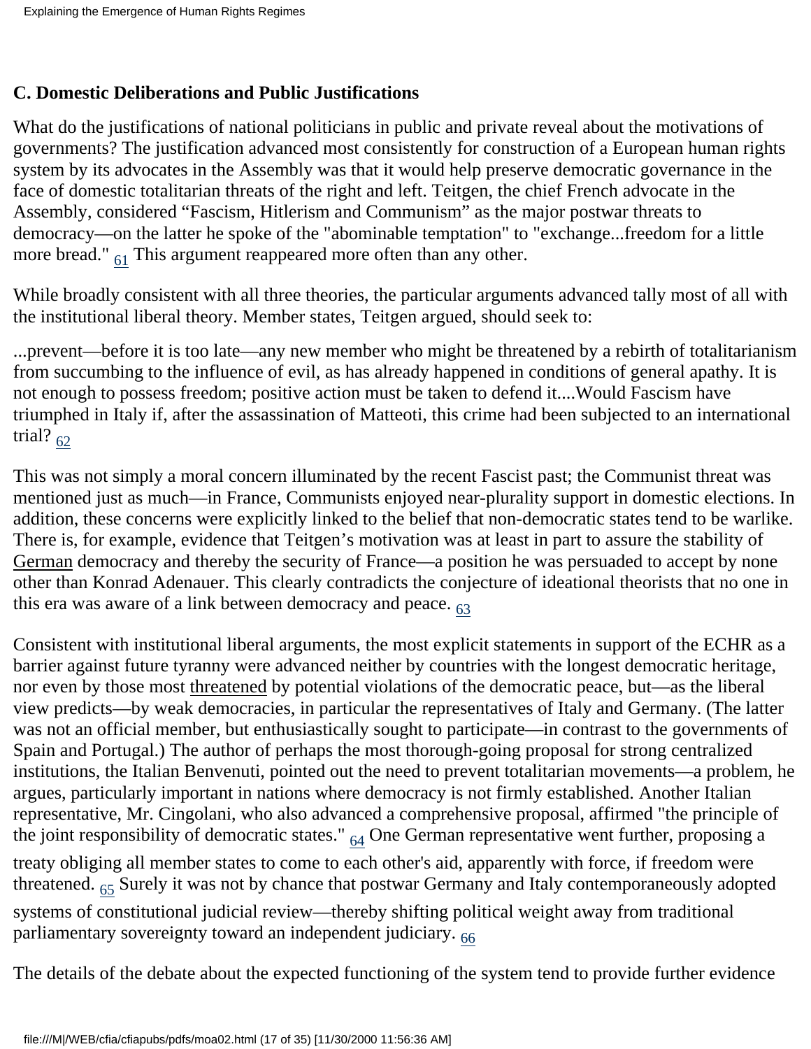### C. Domestic Deliberations and Public Justifications

What do the justifications of national politicians in public and private reveal about the motivations of governments? The justification advanced most consistently for construction of a European human rights system by its advocates in the Assembly was that it would help preserve democratic governance in the face of domestic totalitarian threats of the right and left. Teitgen, the chief French advocate in the Assembly, considered "Fascism, Hitlerism and Communism" as the major postwar threats to democracy—on the latter he spoke of the "abominable temptation" to "exchange...freedom for a little more bread." [61] This argument reappeared more often than any other.

While broadly consistent with all three theories, the particular arguments advanced tally most of all with the institutional liberal theory. Member states, Teitgen argued, should seek to:

...prevent—before it is too late—any new member who might be threatened by a rebirth of totalitarianism from succumbing to the influence of evil, as has already happened in conditions of general apathy. It is not enough to possess freedom; positive action must be taken to defend it....Would Fascism have triumphed in Italy if, after the assassination of Matteoti, this crime had been subjected to an international trial? [62]

This was not simply a moral concern illuminated by the recent Fascist past; the Communist threat was mentioned just as much—in France, Communists enjoyed near-plurality support in domestic elections. In addition, these concerns were explicitly linked to the belief that non-democratic states tend to be warlike. There is, for example, evidence that Teitgen's motivation was at least in part to assure the stability of German democracy and thereby the security of France—a position he was persuaded to accept by none other than Konrad Adenauer. This clearly contradicts the conjecture of ideational theorists that no one in this era was aware of a link between democracy and peace. [63]

Consistent with institutional liberal arguments, the most explicit statements in support of the ECHR as a barrier against future tyranny were advanced neither by countries with the longest democratic heritage, nor even by those most threatened by potential violations of the democratic peace, but—as the liberal view predicts—by weak democracies, in particular the representatives of Italy and Germany. (The latter was not an official member, but enthusiastically sought to participate—in contrast to the governments of Spain and Portugal.) The author of perhaps the most thorough-going proposal for strong centralized institutions, the Italian Benvenuti, pointed out the need to prevent totalitarian movements—a problem, he argues, particularly important in nations where democracy is not firmly established. Another Italian representative, Mr. Cingolani, who also advanced a comprehensive proposal, affirmed "the principle of the joint responsibility of democratic states." [64] One German representative went further, proposing a treaty obliging all member states to come to each other's aid, apparently with force, if freedom were threatened. [65] Surely it was not by chance that postwar Germany and Italy contemporaneously adopted systems of constitutional judicial review—thereby shifting political weight away from traditional parliamentary sovereignty toward an independent judiciary. [66]

The details of the debate about the expected functioning of the system tend to provide further evidence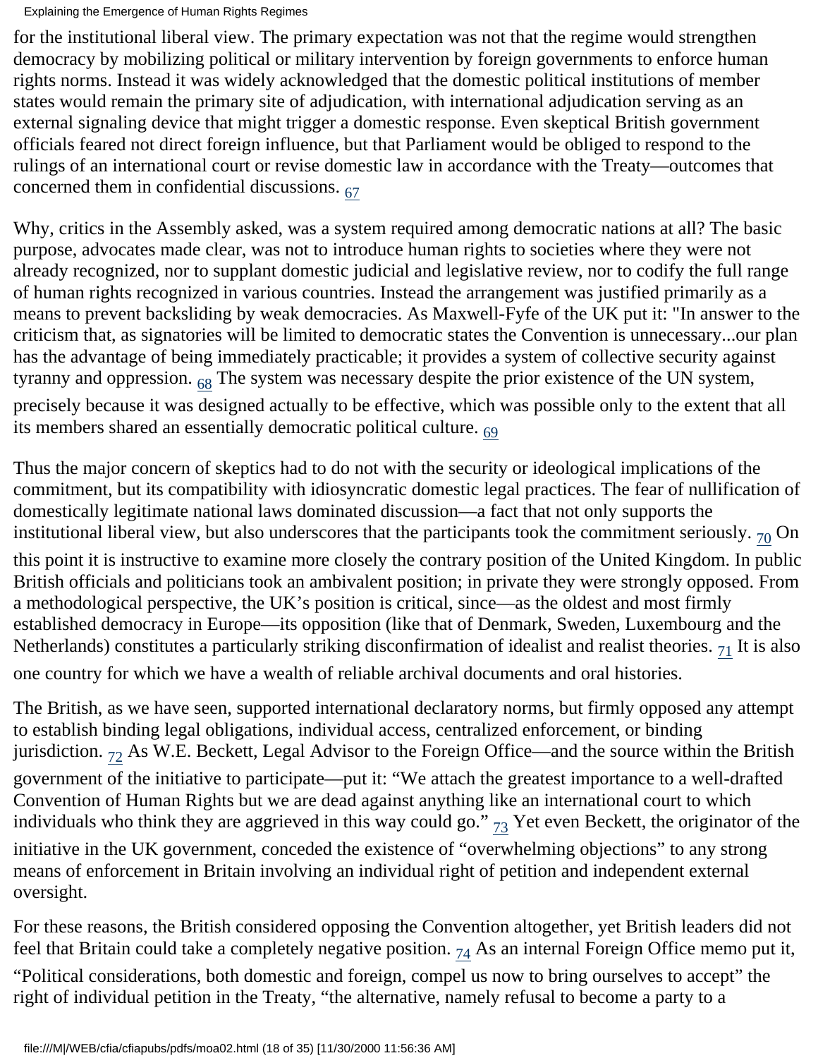for the institutional liberal view. The primary expectation was not that the regime would strengthen democracy by mobilizing political or military intervention by foreign governments to enforce human rights norms. Instead it was widely acknowledged that the domestic political institutions of member states would remain the primary site of adjudication, with international adjudication serving as an external signaling device that might trigger a domestic response. Even skeptical British government officials feared not direct foreign influence, but that Parliament would be obliged to respond to the rulings of an international court or revise domestic law in accordance with the Treaty—outcomes that concerned them in confidential discussions. [67]

Why, critics in the Assembly asked, was a system required among democratic nations at all? The basic purpose, advocates made clear, was not to introduce human rights to societies where they were not already recognized, nor to supplant domestic judicial and legislative review, nor to codify the full range of human rights recognized in various countries. Instead the arrangement was justified primarily as a means to prevent backsliding by weak democracies. As Maxwell-Fyfe of the UK put it: "In answer to the criticism that, as signatories will be limited to democratic states the Convention is unnecessary...our plan has the advantage of being immediately practicable; it provides a system of collective security against tyranny and oppression. [68] The system was necessary despite the prior existence of the UN system, precisely because it was designed actually to be effective, which was possible only to the extent that all its members shared an essentially democratic political culture. [69]

Thus the major concern of skeptics had to do not with the security or ideological implications of the commitment, but its compatibility with idiosyncratic domestic legal practices. The fear of nullification of domestically legitimate national laws dominated discussion—a fact that not only supports the institutional liberal view, but also underscores that the participants took the commitment seriously. [70] On this point it is instructive to examine more closely the contrary position of the United Kingdom. In public British officials and politicians took an ambivalent position; in private they were strongly opposed. From a methodological perspective, the UK's position is critical, since—as the oldest and most firmly established democracy in Europe—its opposition (like that of Denmark, Sweden, Luxembourg and the Netherlands) constitutes a particularly striking disconfirmation of idealist and realist theories. [71] It is also one country for which we have a wealth of reliable archival documents and oral histories.

The British, as we have seen, supported international declaratory norms, but firmly opposed any attempt to establish binding legal obligations, individual access, centralized enforcement, or binding jurisdiction. [72] As W.E. Beckett, Legal Advisor to the Foreign Office—and the source within the British government of the initiative to participate—put it: "We attach the greatest importance to a well-drafted Convention of Human Rights but we are dead against anything like an international court to which individuals who think they are aggrieved in this way could go." [73] Yet even Beckett, the originator of the initiative in the UK government, conceded the existence of "overwhelming objections" to any strong means of enforcement in Britain involving an individual right of petition and independent external oversight.

For these reasons, the British considered opposing the Convention altogether, yet British leaders did not feel that Britain could take a completely negative position. [74] As an internal Foreign Office memo put it, "Political considerations, both domestic and foreign, compel us now to bring ourselves to accept" the right of individual petition in the Treaty, "the alternative, namely refusal to become a party to a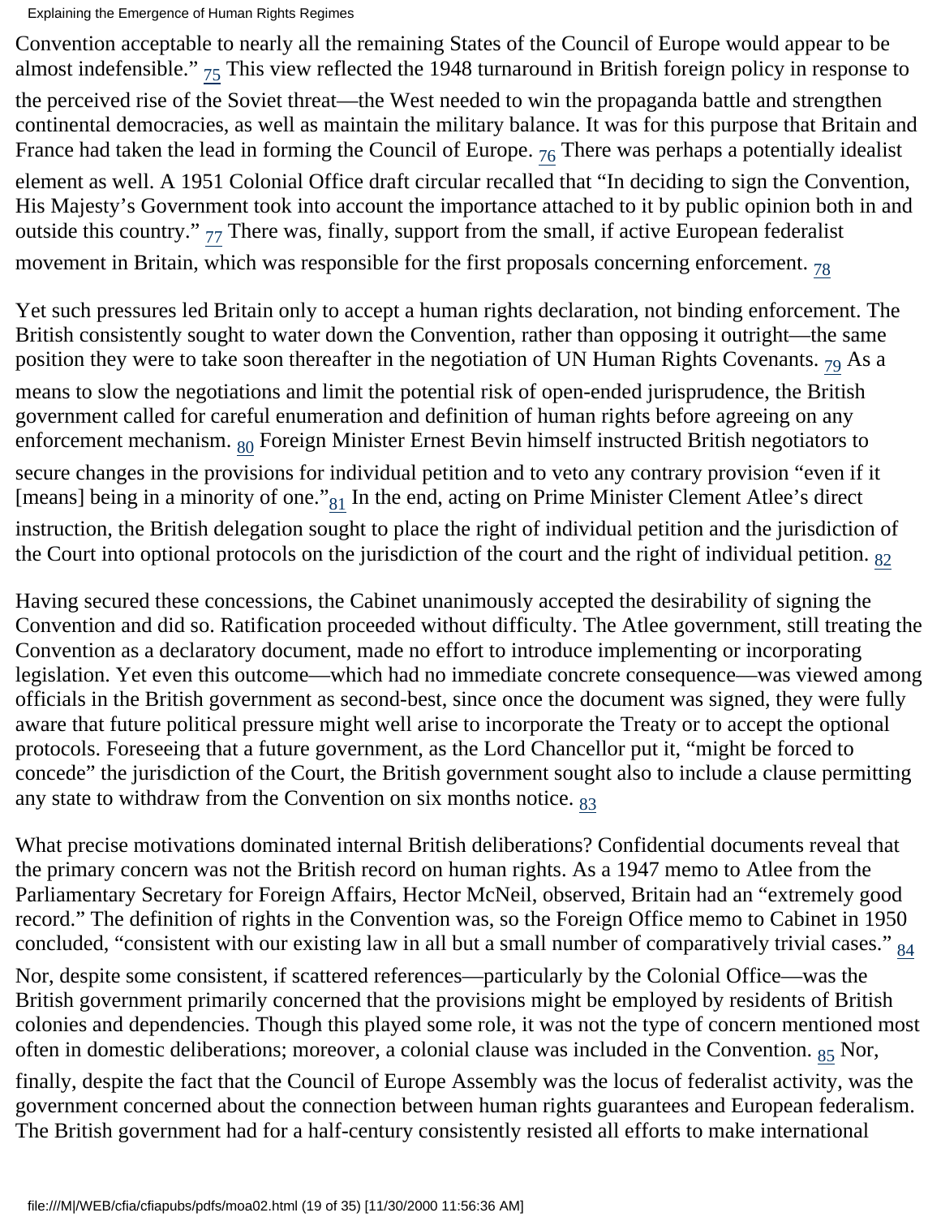Convention acceptable to nearly all the remaining States of the Council of Europe would appear to be almost indefensible." [75] This view reflected the 1948 turnaround in British foreign policy in response to the perceived rise of the Soviet threat—the West needed to win the propaganda battle and strengthen continental democracies, as well as maintain the military balance. It was for this purpose that Britain and France had taken the lead in forming the Council of Europe. [76] There was perhaps a potentially idealist element as well. A 1951 Colonial Office draft circular recalled that "In deciding to sign the Convention, His Majesty's Government took into account the importance attached to it by public opinion both in and outside this country." [77] There was, finally, support from the small, if active European federalist movement in Britain, which was responsible for the first proposals concerning enforcement. [78]

Yet such pressures led Britain only to accept a human rights declaration, not binding enforcement. The British consistently sought to water down the Convention, rather than opposing it outright—the same position they were to take soon thereafter in the negotiation of UN Human Rights Covenants. [79] As a means to slow the negotiations and limit the potential risk of open-ended jurisprudence, the British government called for careful enumeration and definition of human rights before agreeing on any enforcement mechanism. [80] Foreign Minister Ernest Bevin himself instructed British negotiators to secure changes in the provisions for individual petition and to veto any contrary provision "even if it [means] being in a minority of one."[81] In the end, acting on Prime Minister Clement Atlee's direct instruction, the British delegation sought to place the right of individual petition and the jurisdiction of the Court into optional protocols on the jurisdiction of the court and the right of individual petition. [82]

Having secured these concessions, the Cabinet unanimously accepted the desirability of signing the Convention and did so. Ratification proceeded without difficulty. The Atlee government, still treating the Convention as a declaratory document, made no effort to introduce implementing or incorporating legislation. Yet even this outcome—which had no immediate concrete consequence—was viewed among officials in the British government as second-best, since once the document was signed, they were fully aware that future political pressure might well arise to incorporate the Treaty or to accept the optional protocols. Foreseeing that a future government, as the Lord Chancellor put it, "might be forced to concede" the jurisdiction of the Court, the British government sought also to include a clause permitting any state to withdraw from the Convention on six months notice. [83]

What precise motivations dominated internal British deliberations? Confidential documents reveal that the primary concern was not the British record on human rights. As a 1947 memo to Atlee from the Parliamentary Secretary for Foreign Affairs, Hector McNeil, observed, Britain had an "extremely good record." The definition of rights in the Convention was, so the Foreign Office memo to Cabinet in 1950 concluded, "consistent with our existing law in all but a small number of comparatively trivial cases." [84] Nor, despite some consistent, if scattered references—particularly by the Colonial Office—was the British government primarily concerned that the provisions might be employed by residents of British colonies and dependencies. Though this played some role, it was not the type of concern mentioned most often in domestic deliberations; moreover, a colonial clause was included in the Convention. [85] Nor, finally, despite the fact that the Council of Europe Assembly was the locus of federalist activity, was the government concerned about the connection between human rights guarantees and European federalism. The British government had for a half-century consistently resisted all efforts to make international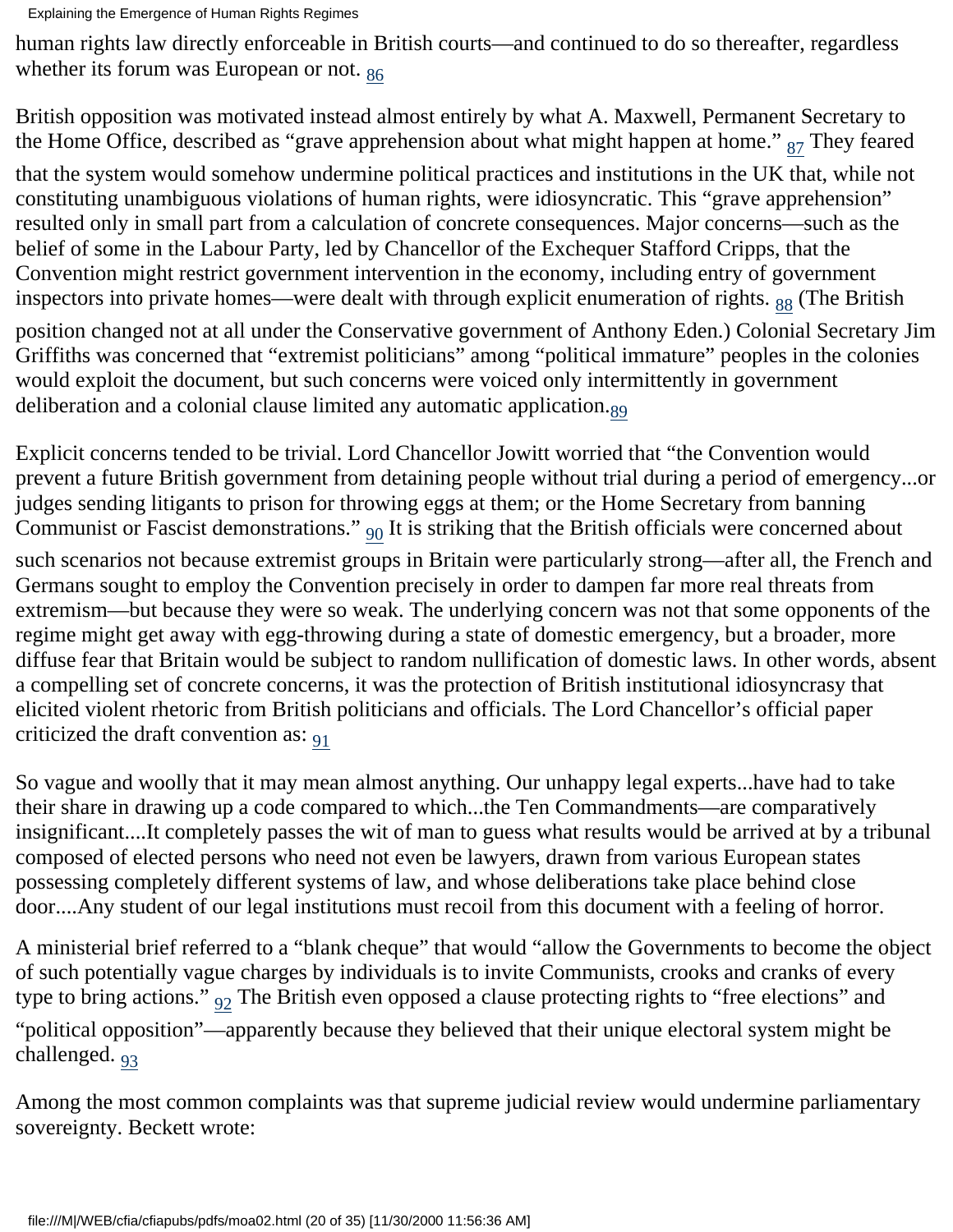human rights law directly enforceable in British courts—and continued to do so thereafter, regardless whether its forum was European or not. [86]

British opposition was motivated instead almost entirely by what A. Maxwell, Permanent Secretary to the Home Office, described as "grave apprehension about what might happen at home." [87] They feared that the system would somehow undermine political practices and institutions in the UK that, while not constituting unambiguous violations of human rights, were idiosyncratic. This "grave apprehension" resulted only in small part from a calculation of concrete consequences. Major concerns—such as the belief of some in the Labour Party, led by Chancellor of the Exchequer Stafford Cripps, that the Convention might restrict government intervention in the economy, including entry of government inspectors into private homes—were dealt with through explicit enumeration of rights. [88] (The British position changed not at all under the Conservative government of Anthony Eden.) Colonial Secretary Jim Griffiths was concerned that "extremist politicians" among "political immature" peoples in the colonies would exploit the document, but such concerns were voiced only intermittently in government deliberation and a colonial clause limited any automatic application.[89]

Explicit concerns tended to be trivial. Lord Chancellor Jowitt worried that "the Convention would prevent a future British government from detaining people without trial during a period of emergency...or judges sending litigants to prison for throwing eggs at them; or the Home Secretary from banning Communist or Fascist demonstrations." [90] It is striking that the British officials were concerned about such scenarios not because extremist groups in Britain were particularly strong—after all, the French and Germans sought to employ the Convention precisely in order to dampen far more real threats from extremism—but because they were so weak. The underlying concern was not that some opponents of the regime might get away with egg-throwing during a state of domestic emergency, but a broader, more diffuse fear that Britain would be subject to random nullification of domestic laws. In other words, absent a compelling set of concrete concerns, it was the protection of British institutional idiosyncrasy that elicited violent rhetoric from British politicians and officials. The Lord Chancellor's official paper criticized the draft convention as: [91]

So vague and woolly that it may mean almost anything. Our unhappy legal experts...have had to take their share in drawing up a code compared to which...the Ten Commandments—are comparatively insignificant....It completely passes the wit of man to guess what results would be arrived at by a tribunal composed of elected persons who need not even be lawyers, drawn from various European states possessing completely different systems of law, and whose deliberations take place behind close door....Any student of our legal institutions must recoil from this document with a feeling of horror.

A ministerial brief referred to a "blank cheque" that would "allow the Governments to become the object of such potentially vague charges by individuals is to invite Communists, crooks and cranks of every type to bring actions." [92] The British even opposed a clause protecting rights to "free elections" and "political opposition"—apparently because they believed that their unique electoral system might be challenged. [93]

Among the most common complaints was that supreme judicial review would undermine parliamentary sovereignty. Beckett wrote: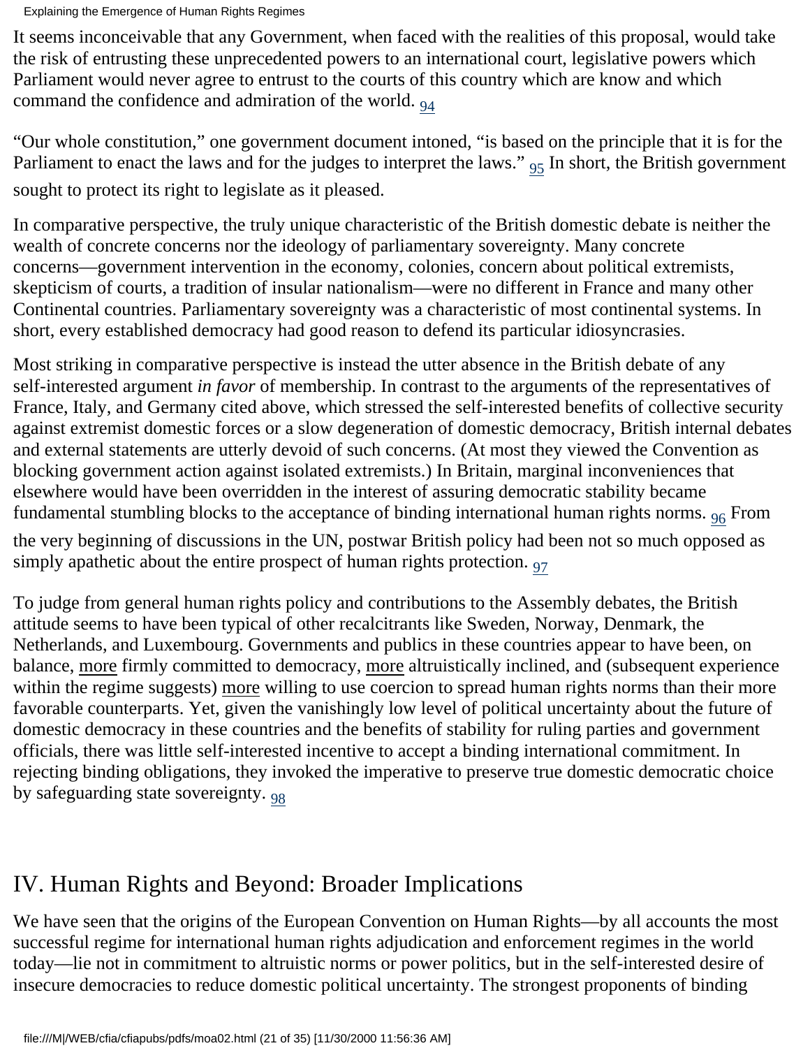It seems inconceivable that any Government, when faced with the realities of this proposal, would take the risk of entrusting these unprecedented powers to an international court, legislative powers which Parliament would never agree to entrust to the courts of this country which are know and which command the confidence and admiration of the world. [94]

"Our whole constitution," one government document intoned, "is based on the principle that it is for the Parliament to enact the laws and for the judges to interpret the laws." [95] In short, the British government sought to protect its right to legislate as it pleased.

In comparative perspective, the truly unique characteristic of the British domestic debate is neither the wealth of concrete concerns nor the ideology of parliamentary sovereignty. Many concrete concerns—government intervention in the economy, colonies, concern about political extremists, skepticism of courts, a tradition of insular nationalism—were no different in France and many other Continental countries. Parliamentary sovereignty was a characteristic of most continental systems. In short, every established democracy had good reason to defend its particular idiosyncrasies.

Most striking in comparative perspective is instead the utter absence in the British debate of any self-interested argument *in favor* of membership. In contrast to the arguments of the representatives of France, Italy, and Germany cited above, which stressed the self-interested benefits of collective security against extremist domestic forces or a slow degeneration of domestic democracy, British internal debates and external statements are utterly devoid of such concerns. (At most they viewed the Convention as blocking government action against isolated extremists.) In Britain, marginal inconveniences that elsewhere would have been overridden in the interest of assuring democratic stability became fundamental stumbling blocks to the acceptance of binding international human rights norms. [96] From the very beginning of discussions in the UN, postwar British policy had been not so much opposed as simply apathetic about the entire prospect of human rights protection. [97]

To judge from general human rights policy and contributions to the Assembly debates, the British attitude seems to have been typical of other recalcitrants like Sweden, Norway, Denmark, the Netherlands, and Luxembourg. Governments and publics in these countries appear to have been, on balance, more firmly committed to democracy, more altruistically inclined, and (subsequent experience within the regime suggests) more willing to use coercion to spread human rights norms than their more favorable counterparts. Yet, given the vanishingly low level of political uncertainty about the future of domestic democracy in these countries and the benefits of stability for ruling parties and government officials, there was little self-interested incentive to accept a binding international commitment. In rejecting binding obligations, they invoked the imperative to preserve true domestic democratic choice by safeguarding state sovereignty. [98]

## IV. Human Rights and Beyond: Broader Implications

We have seen that the origins of the European Convention on Human Rights—by all accounts the most successful regime for international human rights adjudication and enforcement regimes in the world today—lie not in commitment to altruistic norms or power politics, but in the self-interested desire of insecure democracies to reduce domestic political uncertainty. The strongest proponents of binding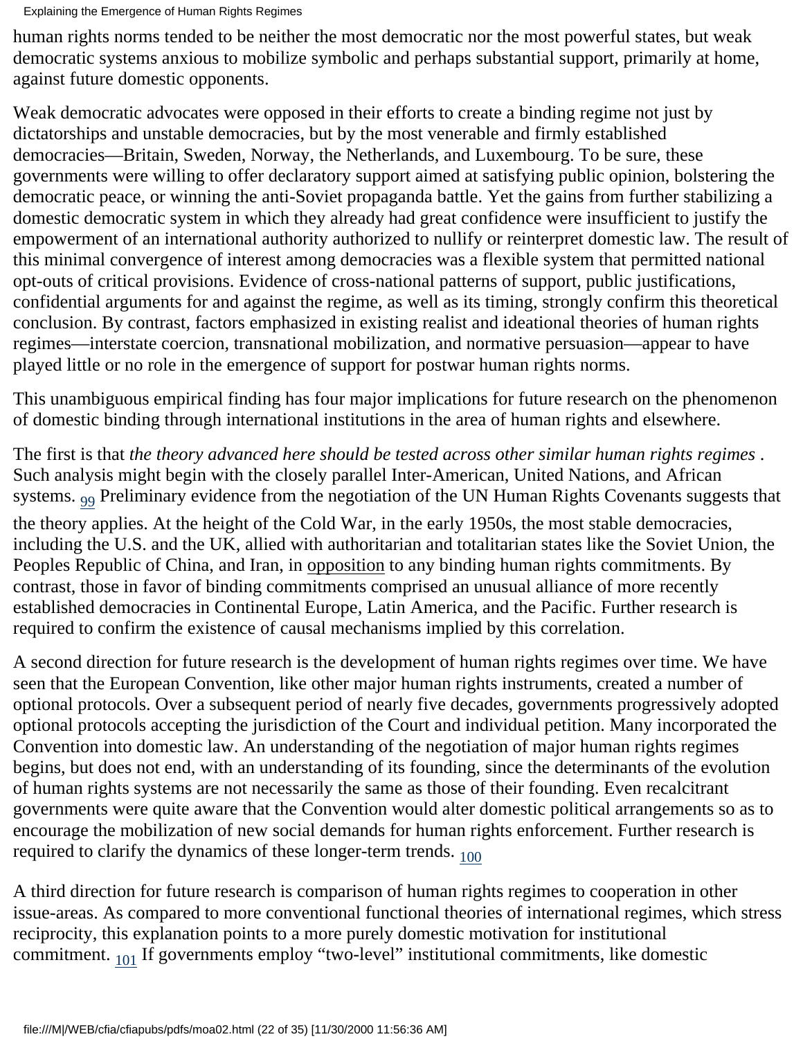human rights norms tended to be neither the most democratic nor the most powerful states, but weak democratic systems anxious to mobilize symbolic and perhaps substantial support, primarily at home, against future domestic opponents.

Weak democratic advocates were opposed in their efforts to create a binding regime not just by dictatorships and unstable democracies, but by the most venerable and firmly established democracies—Britain, Sweden, Norway, the Netherlands, and Luxembourg. To be sure, these governments were willing to offer declaratory support aimed at satisfying public opinion, bolstering the democratic peace, or winning the anti-Soviet propaganda battle. Yet the gains from further stabilizing a domestic democratic system in which they already had great confidence were insufficient to justify the empowerment of an international authority authorized to nullify or reinterpret domestic law. The result of this minimal convergence of interest among democracies was a flexible system that permitted national opt-outs of critical provisions. Evidence of cross-national patterns of support, public justifications, confidential arguments for and against the regime, as well as its timing, strongly confirm this theoretical conclusion. By contrast, factors emphasized in existing realist and ideational theories of human rights regimes—interstate coercion, transnational mobilization, and normative persuasion—appear to have played little or no role in the emergence of support for postwar human rights norms.

This unambiguous empirical finding has four major implications for future research on the phenomenon of domestic binding through international institutions in the area of human rights and elsewhere.

The first is that *the theory advanced here should be tested across other similar human rights regimes* . Such analysis might begin with the closely parallel Inter-American, United Nations, and African systems. [99] Preliminary evidence from the negotiation of the UN Human Rights Covenants suggests that the theory applies. At the height of the Cold War, in the early 1950s, the most stable democracies, including the U.S. and the UK, allied with authoritarian and totalitarian states like the Soviet Union, the Peoples Republic of China, and Iran, in opposition to any binding human rights commitments. By contrast, those in favor of binding commitments comprised an unusual alliance of more recently established democracies in Continental Europe, Latin America, and the Pacific. Further research is required to confirm the existence of causal mechanisms implied by this correlation.

A second direction for future research is the development of human rights regimes over time. We have seen that the European Convention, like other major human rights instruments, created a number of optional protocols. Over a subsequent period of nearly five decades, governments progressively adopted optional protocols accepting the jurisdiction of the Court and individual petition. Many incorporated the Convention into domestic law. An understanding of the negotiation of major human rights regimes begins, but does not end, with an understanding of its founding, since the determinants of the evolution of human rights systems are not necessarily the same as those of their founding. Even recalcitrant governments were quite aware that the Convention would alter domestic political arrangements so as to encourage the mobilization of new social demands for human rights enforcement. Further research is required to clarify the dynamics of these longer-term trends. [100]

A third direction for future research is comparison of human rights regimes to cooperation in other issue-areas. As compared to more conventional functional theories of international regimes, which stress reciprocity, this explanation points to a more purely domestic motivation for institutional commitment. [101] If governments employ "two-level" institutional commitments, like domestic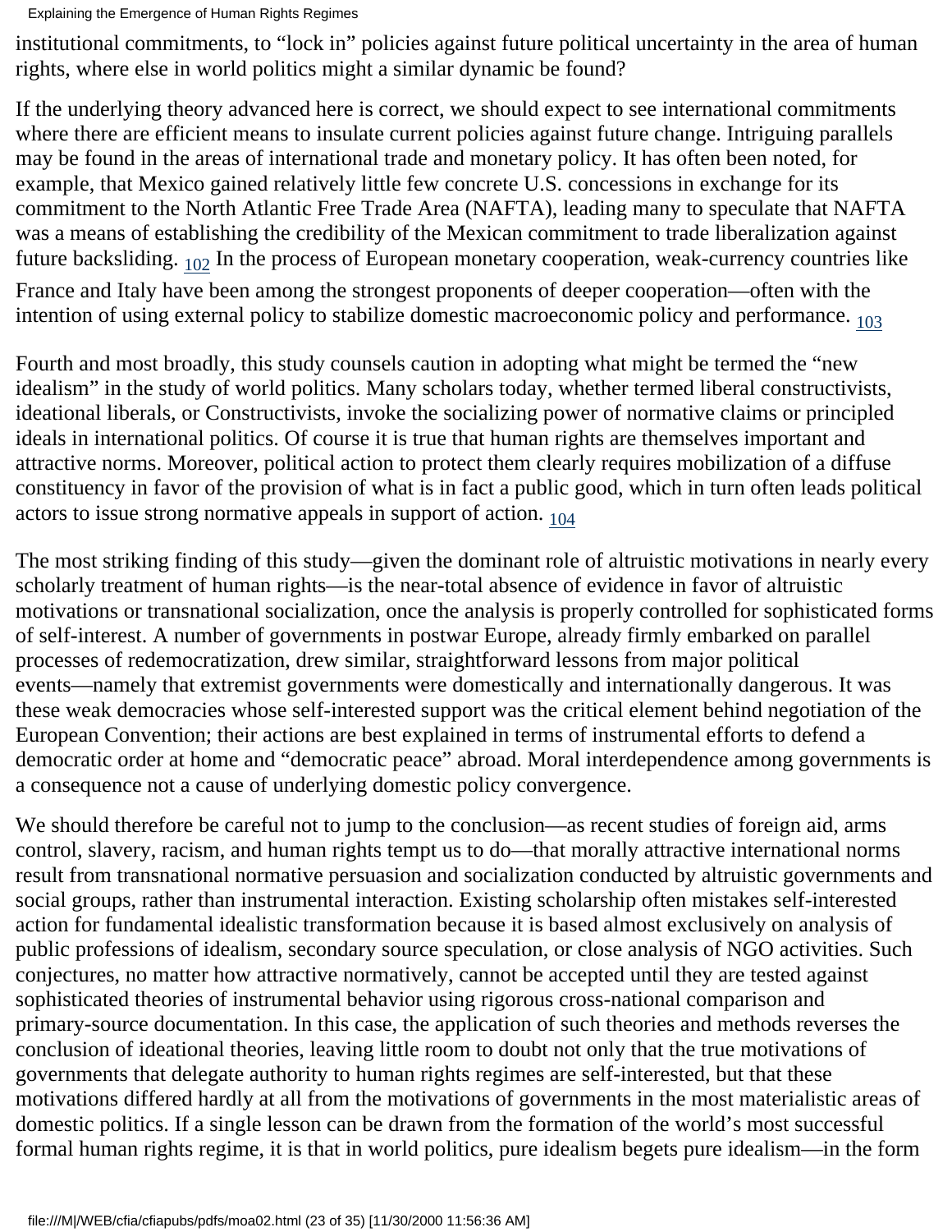institutional commitments, to "lock in" policies against future political uncertainty in the area of human rights, where else in world politics might a similar dynamic be found?

If the underlying theory advanced here is correct, we should expect to see international commitments where there are efficient means to insulate current policies against future change. Intriguing parallels may be found in the areas of international trade and monetary policy. It has often been noted, for example, that Mexico gained relatively little few concrete U.S. concessions in exchange for its commitment to the North Atlantic Free Trade Area (NAFTA), leading many to speculate that NAFTA was a means of establishing the credibility of the Mexican commitment to trade liberalization against future backsliding. [102] In the process of European monetary cooperation, weak-currency countries like France and Italy have been among the strongest proponents of deeper cooperation—often with the intention of using external policy to stabilize domestic macroeconomic policy and performance. [103]

Fourth and most broadly, this study counsels caution in adopting what might be termed the "new idealism" in the study of world politics. Many scholars today, whether termed liberal constructivists, ideational liberals, or Constructivists, invoke the socializing power of normative claims or principled ideals in international politics. Of course it is true that human rights are themselves important and attractive norms. Moreover, political action to protect them clearly requires mobilization of a diffuse constituency in favor of the provision of what is in fact a public good, which in turn often leads political actors to issue strong normative appeals in support of action. [104]

The most striking finding of this study—given the dominant role of altruistic motivations in nearly every scholarly treatment of human rights—is the near-total absence of evidence in favor of altruistic motivations or transnational socialization, once the analysis is properly controlled for sophisticated forms of self-interest. A number of governments in postwar Europe, already firmly embarked on parallel processes of redemocratization, drew similar, straightforward lessons from major political events—namely that extremist governments were domestically and internationally dangerous. It was these weak democracies whose self-interested support was the critical element behind negotiation of the European Convention; their actions are best explained in terms of instrumental efforts to defend a democratic order at home and "democratic peace" abroad. Moral interdependence among governments is a consequence not a cause of underlying domestic policy convergence.

We should therefore be careful not to jump to the conclusion—as recent studies of foreign aid, arms control, slavery, racism, and human rights tempt us to do—that morally attractive international norms result from transnational normative persuasion and socialization conducted by altruistic governments and social groups, rather than instrumental interaction. Existing scholarship often mistakes self-interested action for fundamental idealistic transformation because it is based almost exclusively on analysis of public professions of idealism, secondary source speculation, or close analysis of NGO activities. Such conjectures, no matter how attractive normatively, cannot be accepted until they are tested against sophisticated theories of instrumental behavior using rigorous cross-national comparison and primary-source documentation. In this case, the application of such theories and methods reverses the conclusion of ideational theories, leaving little room to doubt not only that the true motivations of governments that delegate authority to human rights regimes are self-interested, but that these motivations differed hardly at all from the motivations of governments in the most materialistic areas of domestic politics. If a single lesson can be drawn from the formation of the world's most successful formal human rights regime, it is that in world politics, pure idealism begets pure idealism—in the form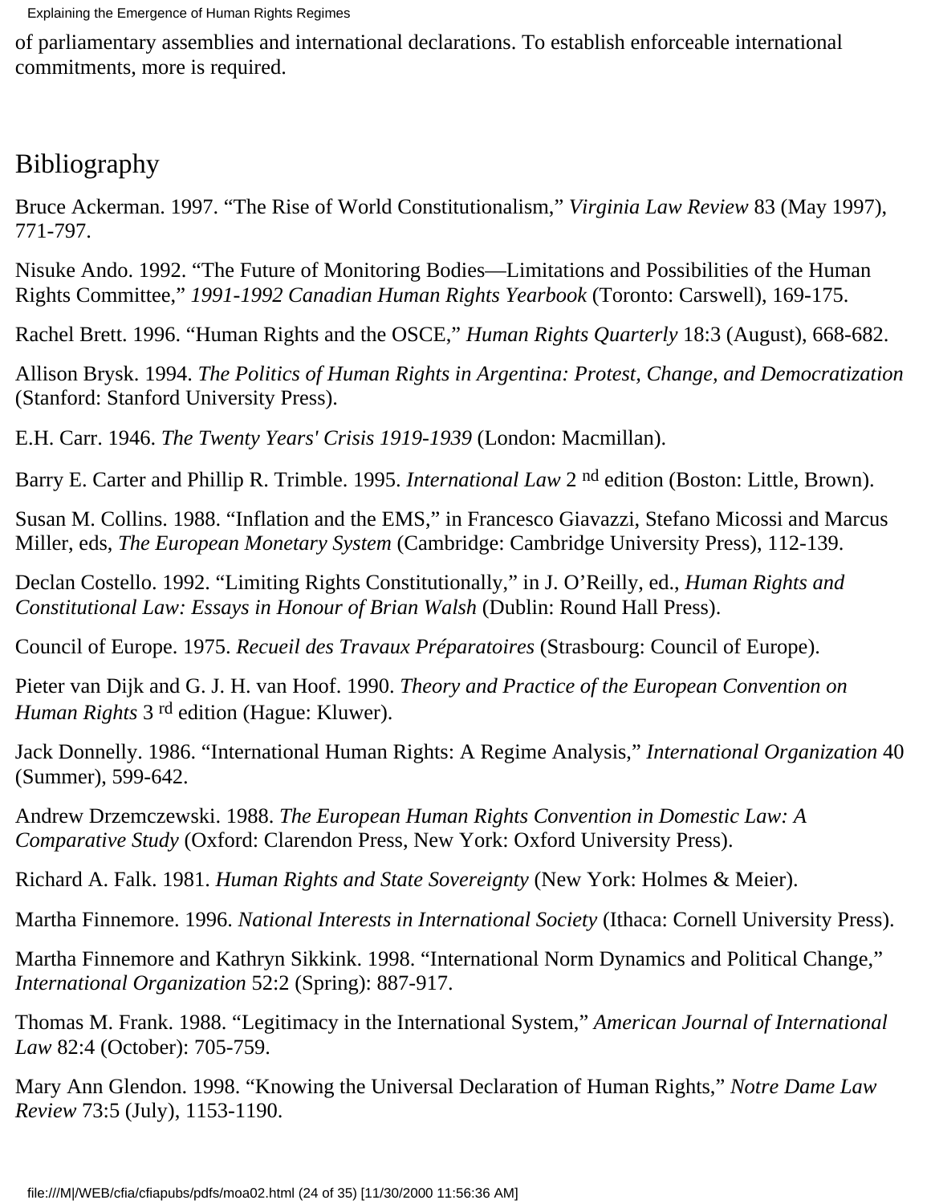of parliamentary assemblies and international declarations. To establish enforceable international commitments, more is required.

## Bibliography

Bruce Ackerman. 1997. "The Rise of World Constitutionalism," *Virginia Law Review* 83 (May 1997), 771-797.

Nisuke Ando. 1992. "The Future of Monitoring Bodies—Limitations and Possibilities of the Human Rights Committee," *1991-1992 Canadian Human Rights Yearbook* (Toronto: Carswell), 169-175.

Rachel Brett. 1996. "Human Rights and the OSCE," *Human Rights Quarterly* 18:3 (August), 668-682.

Allison Brysk. 1994. *The Politics of Human Rights in Argentina: Protest, Change, and Democratization* (Stanford: Stanford University Press).

E.H. Carr. 1946. *The Twenty Years' Crisis 1919-1939* (London: Macmillan).

Barry E. Carter and Phillip R. Trimble. 1995. *International Law* 2 nd edition (Boston: Little, Brown).

Susan M. Collins. 1988. "Inflation and the EMS," in Francesco Giavazzi, Stefano Micossi and Marcus Miller, eds, *The European Monetary System* (Cambridge: Cambridge University Press), 112-139.

Declan Costello. 1992. "Limiting Rights Constitutionally," in J. O'Reilly, ed., *Human Rights and Constitutional Law: Essays in Honour of Brian Walsh* (Dublin: Round Hall Press).

Council of Europe. 1975. *Recueil des Travaux Préparatoires* (Strasbourg: Council of Europe).

Pieter van Dijk and G. J. H. van Hoof. 1990. *Theory and Practice of the European Convention on Human Rights* 3 rd edition (Hague: Kluwer).

Jack Donnelly. 1986. "International Human Rights: A Regime Analysis," *International Organization* 40 (Summer), 599-642.

Andrew Drzemczewski. 1988. *The European Human Rights Convention in Domestic Law: A Comparative Study* (Oxford: Clarendon Press, New York: Oxford University Press).

Richard A. Falk. 1981. *Human Rights and State Sovereignty* (New York: Holmes & Meier).

Martha Finnemore. 1996. *National Interests in International Society* (Ithaca: Cornell University Press).

Martha Finnemore and Kathryn Sikkink. 1998. "International Norm Dynamics and Political Change," *International Organization* 52:2 (Spring): 887-917.

Thomas M. Frank. 1988. "Legitimacy in the International System," *American Journal of International Law* 82:4 (October): 705-759.

Mary Ann Glendon. 1998. "Knowing the Universal Declaration of Human Rights," *Notre Dame Law Review* 73:5 (July), 1153-1190.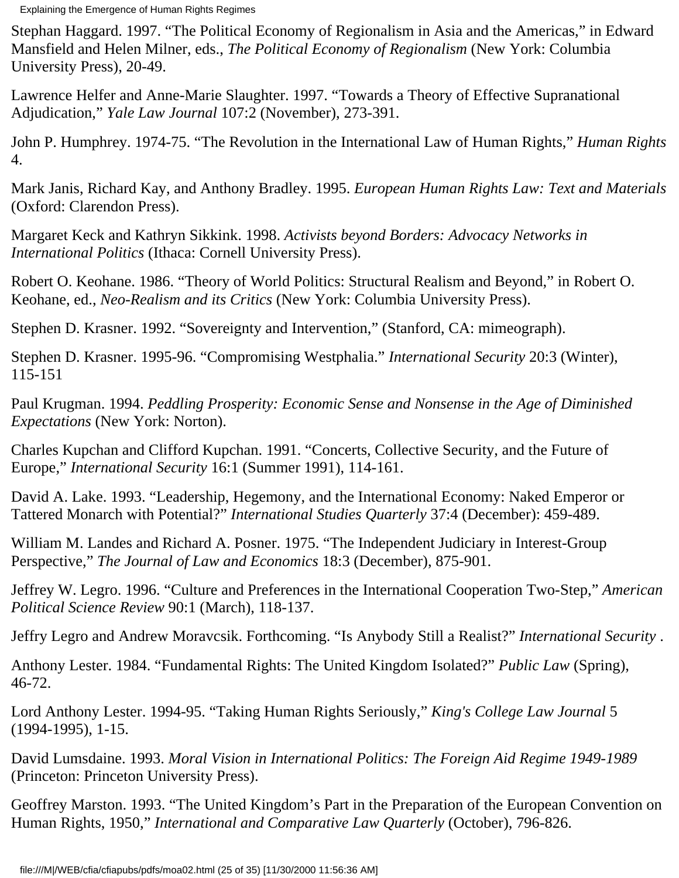Stephan Haggard. 1997. “The Political Economy of Regionalism in Asia and the Americas,” in Edward Mansfield and Helen Milner, eds., *The Political Economy of Regionalism* (New York: Columbia University Press), 20-49.

Lawrence Helfer and Anne-Marie Slaughter. 1997. “Towards a Theory of Effective Supranational Adjudication,” *Yale Law Journal* 107:2 (November), 273-391.

John P. Humphrey. 1974-75. “The Revolution in the International Law of Human Rights,” *Human Rights* 4.

Mark Janis, Richard Kay, and Anthony Bradley. 1995. *European Human Rights Law: Text and Materials* (Oxford: Clarendon Press).

Margaret Keck and Kathryn Sikkink. 1998. *Activists beyond Borders: Advocacy Networks in International Politics* (Ithaca: Cornell University Press).

Robert O. Keohane. 1986. “Theory of World Politics: Structural Realism and Beyond,” in Robert O. Keohane, ed., *Neo-Realism and its Critics* (New York: Columbia University Press).

Stephen D. Krasner. 1992. “Sovereignty and Intervention,” (Stanford, CA: mimeograph).

Stephen D. Krasner. 1995-96. “Compromising Westphalia.” *International Security* 20:3 (Winter), 115-151

Paul Krugman. 1994. *Peddling Prosperity: Economic Sense and Nonsense in the Age of Diminished Expectations* (New York: Norton).

Charles Kupchan and Clifford Kupchan. 1991. “Concerts, Collective Security, and the Future of Europe,” *International Security* 16:1 (Summer 1991), 114-161.

David A. Lake. 1993. “Leadership, Hegemony, and the International Economy: Naked Emperor or Tattered Monarch with Potential?” *International Studies Quarterly* 37:4 (December): 459-489.

William M. Landes and Richard A. Posner. 1975. “The Independent Judiciary in Interest-Group Perspective,” *The Journal of Law and Economics* 18:3 (December), 875-901.

Jeffrey W. Legro. 1996. “Culture and Preferences in the International Cooperation Two-Step,” *American Political Science Review* 90:1 (March), 118-137.

Jeffry Legro and Andrew Moravcsik. Forthcoming. “Is Anybody Still a Realist?” *International Security* .

Anthony Lester. 1984. “Fundamental Rights: The United Kingdom Isolated?” *Public Law* (Spring), 46-72.

Lord Anthony Lester. 1994-95. “Taking Human Rights Seriously,” *King's College Law Journal* 5 (1994-1995), 1-15.

David Lumsdaine. 1993. *Moral Vision in International Politics: The Foreign Aid Regime 1949-1989* (Princeton: Princeton University Press).

Geoffrey Marston. 1993. “The United Kingdom’s Part in the Preparation of the European Convention on Human Rights, 1950,” *International and Comparative Law Quarterly* (October), 796-826.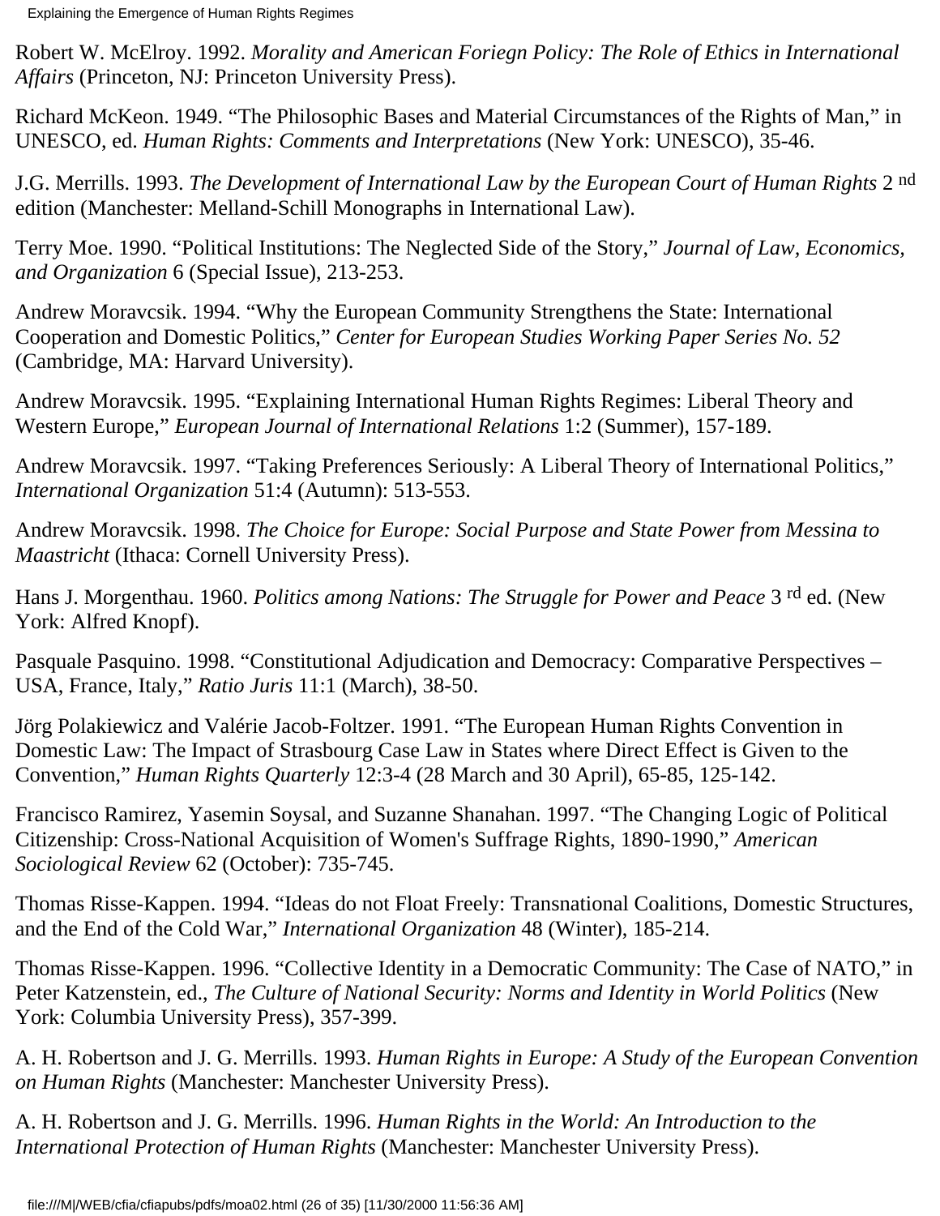Robert W. McElroy. 1992. *Morality and American Foriegn Policy: The Role of Ethics in International Affairs* (Princeton, NJ: Princeton University Press).

Richard McKeon. 1949. "The Philosophic Bases and Material Circumstances of the Rights of Man," in UNESCO, ed. *Human Rights: Comments and Interpretations* (New York: UNESCO), 35-46.

J.G. Merrills. 1993. *The Development of International Law by the European Court of Human Rights* 2 nd edition (Manchester: Melland-Schill Monographs in International Law).

Terry Moe. 1990. "Political Institutions: The Neglected Side of the Story," *Journal of Law, Economics, and Organization* 6 (Special Issue), 213-253.

Andrew Moravcsik. 1994. "Why the European Community Strengthens the State: International Cooperation and Domestic Politics," *Center for European Studies Working Paper Series No. 52* (Cambridge, MA: Harvard University).

Andrew Moravcsik. 1995. "Explaining International Human Rights Regimes: Liberal Theory and Western Europe," *European Journal of International Relations* 1:2 (Summer), 157-189.

Andrew Moravcsik. 1997. "Taking Preferences Seriously: A Liberal Theory of International Politics," *International Organization* 51:4 (Autumn): 513-553.

Andrew Moravcsik. 1998. *The Choice for Europe: Social Purpose and State Power from Messina to Maastricht* (Ithaca: Cornell University Press).

Hans J. Morgenthau. 1960. *Politics among Nations: The Struggle for Power and Peace* 3 rd ed. (New York: Alfred Knopf).

Pasquale Pasquino. 1998. "Constitutional Adjudication and Democracy: Comparative Perspectives – USA, France, Italy," *Ratio Juris* 11:1 (March), 38-50.

Jörg Polakiewicz and Valérie Jacob-Foltzer. 1991. "The European Human Rights Convention in Domestic Law: The Impact of Strasbourg Case Law in States where Direct Effect is Given to the Convention," *Human Rights Quarterly* 12:3-4 (28 March and 30 April), 65-85, 125-142.

Francisco Ramirez, Yasemin Soysal, and Suzanne Shanahan. 1997. "The Changing Logic of Political Citizenship: Cross-National Acquisition of Women's Suffrage Rights, 1890-1990," *American Sociological Review* 62 (October): 735-745.

Thomas Risse-Kappen. 1994. "Ideas do not Float Freely: Transnational Coalitions, Domestic Structures, and the End of the Cold War," *International Organization* 48 (Winter), 185-214.

Thomas Risse-Kappen. 1996. "Collective Identity in a Democratic Community: The Case of NATO," in Peter Katzenstein, ed., *The Culture of National Security: Norms and Identity in World Politics* (New York: Columbia University Press), 357-399.

A. H. Robertson and J. G. Merrills. 1993. *Human Rights in Europe: A Study of the European Convention on Human Rights* (Manchester: Manchester University Press).

A. H. Robertson and J. G. Merrills. 1996. *Human Rights in the World: An Introduction to the International Protection of Human Rights* (Manchester: Manchester University Press).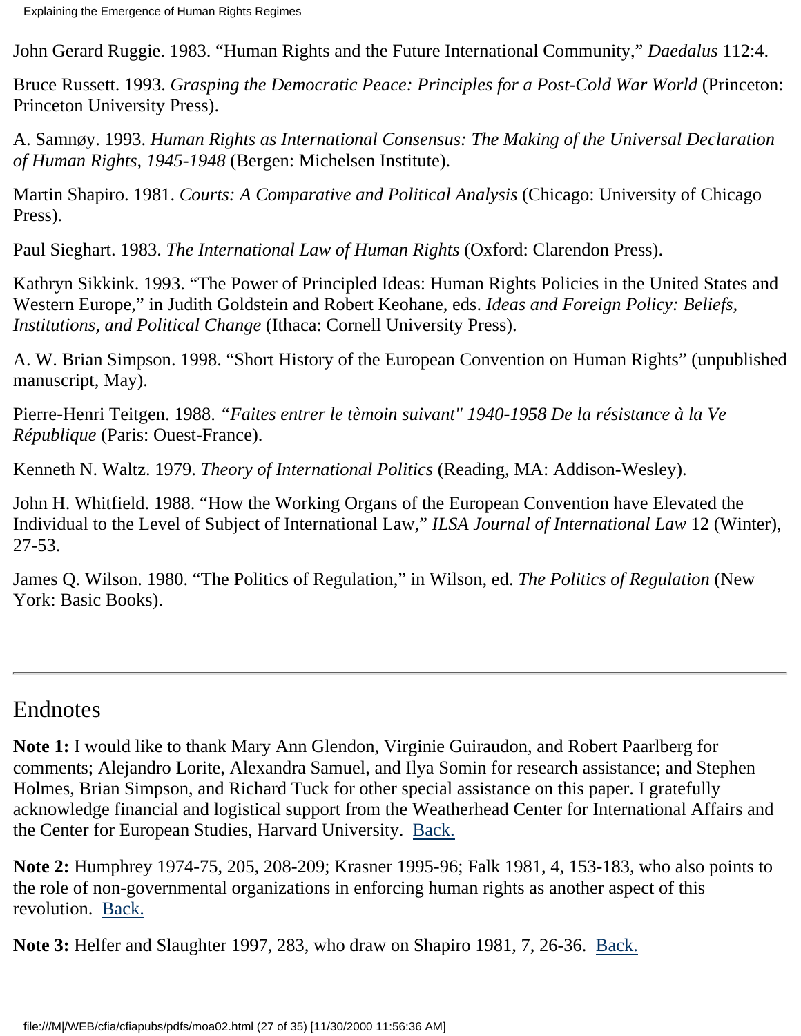John Gerard Ruggie. 1983. “Human Rights and the Future International Community,” *Daedalus* 112:4.

Bruce Russett. 1993. *Grasping the Democratic Peace: Principles for a Post-Cold War World* (Princeton: Princeton University Press).

A. Samnøy. 1993. *Human Rights as International Consensus: The Making of the Universal Declaration of Human Rights, 1945-1948* (Bergen: Michelsen Institute).

Martin Shapiro. 1981. *Courts: A Comparative and Political Analysis* (Chicago: University of Chicago Press).

Paul Sieghart. 1983. *The International Law of Human Rights* (Oxford: Clarendon Press).

Kathryn Sikkink. 1993. “The Power of Principled Ideas: Human Rights Policies in the United States and Western Europe,” in Judith Goldstein and Robert Keohane, eds. *Ideas and Foreign Policy: Beliefs, Institutions, and Political Change* (Ithaca: Cornell University Press).

A. W. Brian Simpson. 1998. “Short History of the European Convention on Human Rights” (unpublished manuscript, May).

Pierre-Henri Teitgen. 1988. *“Faites entrer le tèmoin suivant" 1940-1958 De la résistance à la Ve République* (Paris: Ouest-France).

Kenneth N. Waltz. 1979. *Theory of International Politics* (Reading, MA: Addison-Wesley).

John H. Whitfield. 1988. “How the Working Organs of the European Convention have Elevated the Individual to the Level of Subject of International Law,” *ILSA Journal of International Law* 12 (Winter), 27-53.

James Q. Wilson. 1980. “The Politics of Regulation,” in Wilson, ed. *The Politics of Regulation* (New York: Basic Books).

---

## Endnotes

**Note 1:** I would like to thank Mary Ann Glendon, Virginie Guiraudon, and Robert Paarlberg for comments; Alejandro Lorite, Alexandra Samuel, and Ilya Somin for research assistance; and Stephen Holmes, Brian Simpson, and Richard Tuck for other special assistance on this paper. I gratefully acknowledge financial and logistical support from the Weatherhead Center for International Affairs and the Center for European Studies, Harvard University. Back.

**Note 2:** Humphrey 1974-75, 205, 208-209; Krasner 1995-96; Falk 1981, 4, 153-183, who also points to the role of non-governmental organizations in enforcing human rights as another aspect of this revolution. Back.

**Note 3:** Helfer and Slaughter 1997, 283, who draw on Shapiro 1981, 7, 26-36. Back.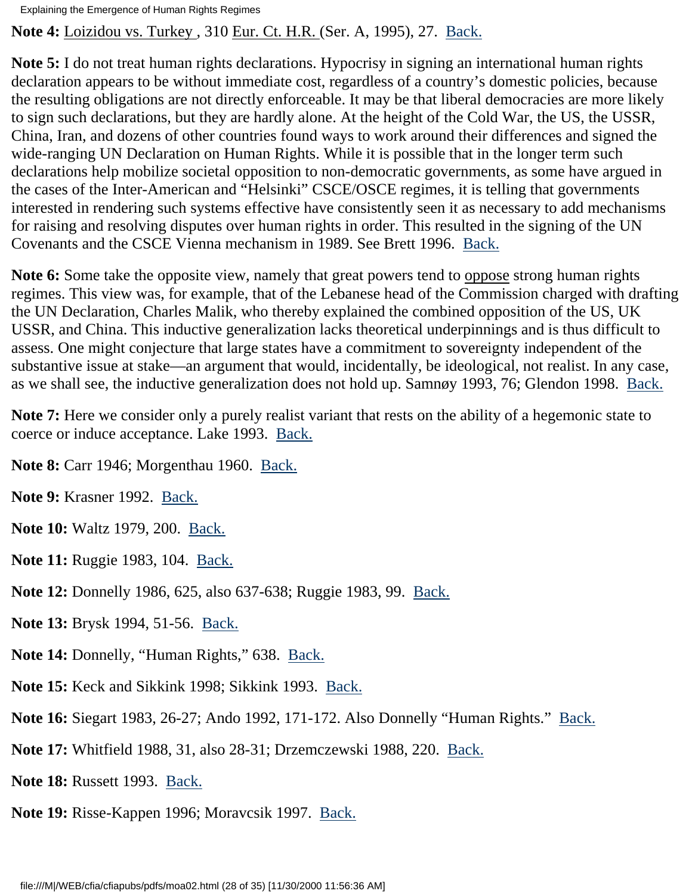**Note 4:** Loizidou vs. Turkey , 310 Eur. Ct. H.R. (Ser. A, 1995), 27. Back.

**Note 5:** I do not treat human rights declarations. Hypocrisy in signing an international human rights declaration appears to be without immediate cost, regardless of a country's domestic policies, because the resulting obligations are not directly enforceable. It may be that liberal democracies are more likely to sign such declarations, but they are hardly alone. At the height of the Cold War, the US, the USSR, China, Iran, and dozens of other countries found ways to work around their differences and signed the wide-ranging UN Declaration on Human Rights. While it is possible that in the longer term such declarations help mobilize societal opposition to non-democratic governments, as some have argued in the cases of the Inter-American and "Helsinki" CSCE/OSCE regimes, it is telling that governments interested in rendering such systems effective have consistently seen it as necessary to add mechanisms for raising and resolving disputes over human rights in order. This resulted in the signing of the UN Covenants and the CSCE Vienna mechanism in 1989. See Brett 1996. Back.

**Note 6:** Some take the opposite view, namely that great powers tend to oppose strong human rights regimes. This view was, for example, that of the Lebanese head of the Commission charged with drafting the UN Declaration, Charles Malik, who thereby explained the combined opposition of the US, UK USSR, and China. This inductive generalization lacks theoretical underpinnings and is thus difficult to assess. One might conjecture that large states have a commitment to sovereignty independent of the substantive issue at stake—an argument that would, incidentally, be ideological, not realist. In any case, as we shall see, the inductive generalization does not hold up. Samnøy 1993, 76; Glendon 1998. Back.

**Note 7:** Here we consider only a purely realist variant that rests on the ability of a hegemonic state to coerce or induce acceptance. Lake 1993. Back.

**Note 8:** Carr 1946; Morgenthau 1960. Back.

**Note 9:** Krasner 1992. Back.

**Note 10:** Waltz 1979, 200. Back.

**Note 11:** Ruggie 1983, 104. Back.

**Note 12:** Donnelly 1986, 625, also 637-638; Ruggie 1983, 99. Back.

**Note 13:** Brysk 1994, 51-56. Back.

**Note 14:** Donnelly, "Human Rights," 638. Back.

**Note 15:** Keck and Sikkink 1998; Sikkink 1993. Back.

**Note 16:** Siegart 1983, 26-27; Ando 1992, 171-172. Also Donnelly "Human Rights." Back.

**Note 17:** Whitfield 1988, 31, also 28-31; Drzemczewski 1988, 220. Back.

**Note 18:** Russett 1993. Back.

**Note 19:** Risse-Kappen 1996; Moravcsik 1997. Back.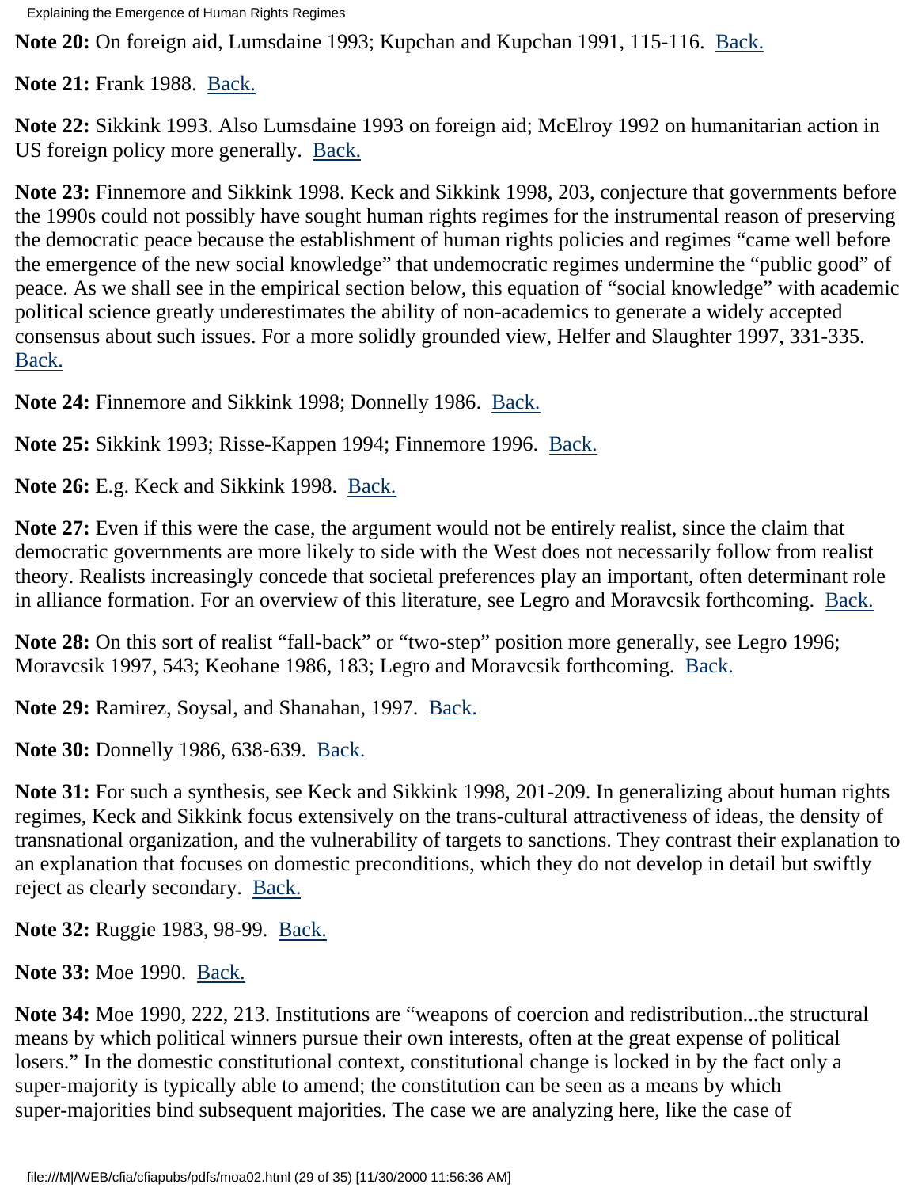**Note 20:** On foreign aid, Lumsdaine 1993; Kupchan and Kupchan 1991, 115-116. Back.

**Note 21:** Frank 1988. Back.

**Note 22:** Sikkink 1993. Also Lumsdaine 1993 on foreign aid; McElroy 1992 on humanitarian action in US foreign policy more generally. Back.

**Note 23:** Finnemore and Sikkink 1998. Keck and Sikkink 1998, 203, conjecture that governments before the 1990s could not possibly have sought human rights regimes for the instrumental reason of preserving the democratic peace because the establishment of human rights policies and regimes "came well before the emergence of the new social knowledge" that undemocratic regimes undermine the "public good" of peace. As we shall see in the empirical section below, this equation of "social knowledge" with academic political science greatly underestimates the ability of non-academics to generate a widely accepted consensus about such issues. For a more solidly grounded view, Helfer and Slaughter 1997, 331-335. Back.

**Note 24:** Finnemore and Sikkink 1998; Donnelly 1986. Back.

**Note 25:** Sikkink 1993; Risse-Kappen 1994; Finnemore 1996. Back.

**Note 26:** E.g. Keck and Sikkink 1998. Back.

**Note 27:** Even if this were the case, the argument would not be entirely realist, since the claim that democratic governments are more likely to side with the West does not necessarily follow from realist theory. Realists increasingly concede that societal preferences play an important, often determinant role in alliance formation. For an overview of this literature, see Legro and Moravcsik forthcoming. Back.

**Note 28:** On this sort of realist "fall-back" or "two-step" position more generally, see Legro 1996; Moravcsik 1997, 543; Keohane 1986, 183; Legro and Moravcsik forthcoming. Back.

**Note 29:** Ramirez, Soysal, and Shanahan, 1997. Back.

**Note 30:** Donnelly 1986, 638-639. Back.

**Note 31:** For such a synthesis, see Keck and Sikkink 1998, 201-209. In generalizing about human rights regimes, Keck and Sikkink focus extensively on the trans-cultural attractiveness of ideas, the density of transnational organization, and the vulnerability of targets to sanctions. They contrast their explanation to an explanation that focuses on domestic preconditions, which they do not develop in detail but swiftly reject as clearly secondary. Back.

**Note 32:** Ruggie 1983, 98-99. Back.

**Note 33:** Moe 1990. Back.

**Note 34:** Moe 1990, 222, 213. Institutions are "weapons of coercion and redistribution...the structural means by which political winners pursue their own interests, often at the great expense of political losers." In the domestic constitutional context, constitutional change is locked in by the fact only a super-majority is typically able to amend; the constitution can be seen as a means by which super-majorities bind subsequent majorities. The case we are analyzing here, like the case of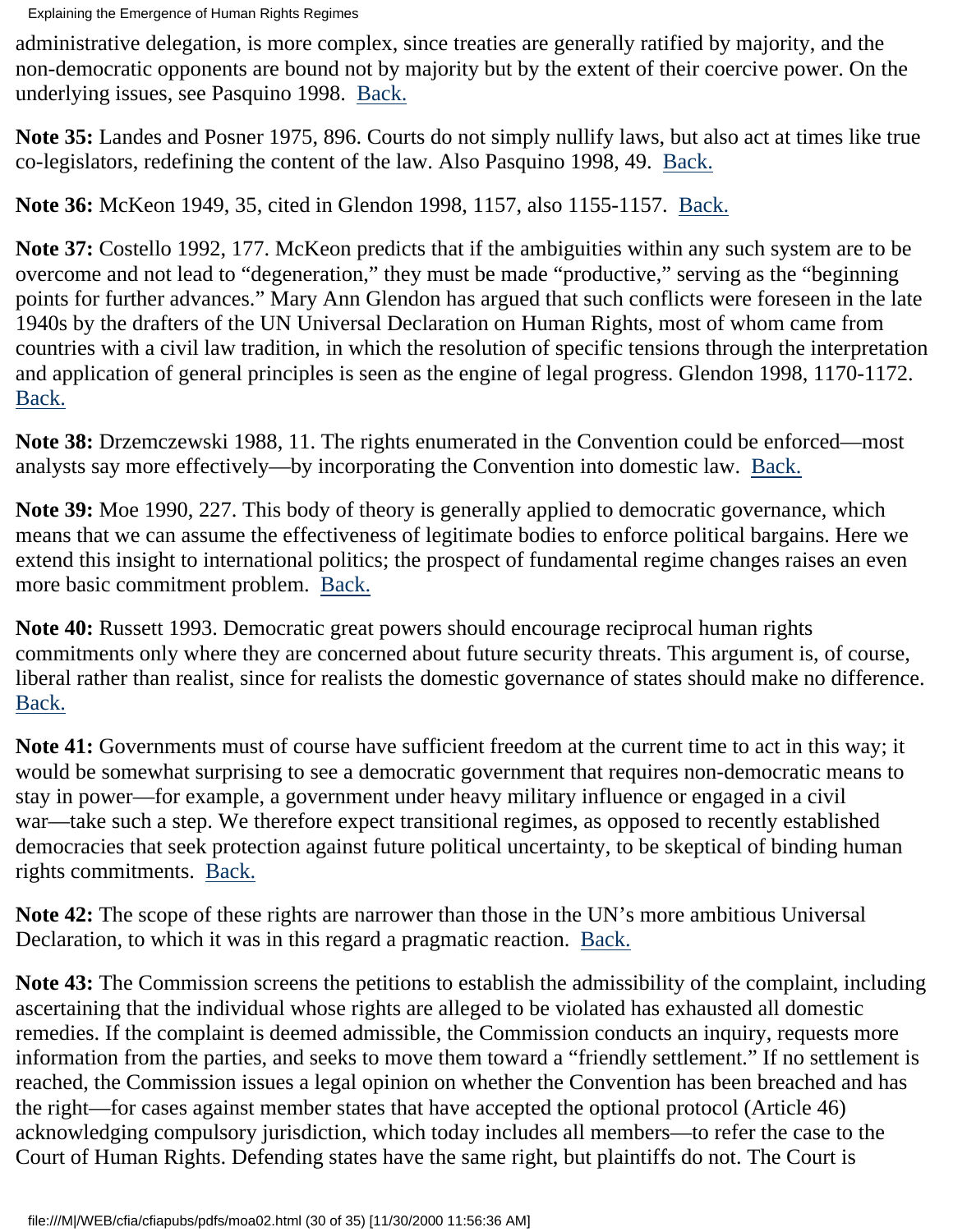administrative delegation, is more complex, since treaties are generally ratified by majority, and the non-democratic opponents are bound not by majority but by the extent of their coercive power. On the underlying issues, see Pasquino 1998. Back.

**Note 35:** Landes and Posner 1975, 896. Courts do not simply nullify laws, but also act at times like true co-legislators, redefining the content of the law. Also Pasquino 1998, 49. Back.

**Note 36:** McKeon 1949, 35, cited in Glendon 1998, 1157, also 1155-1157. Back.

**Note 37:** Costello 1992, 177. McKeon predicts that if the ambiguities within any such system are to be overcome and not lead to "degeneration," they must be made "productive," serving as the "beginning points for further advances." Mary Ann Glendon has argued that such conflicts were foreseen in the late 1940s by the drafters of the UN Universal Declaration on Human Rights, most of whom came from countries with a civil law tradition, in which the resolution of specific tensions through the interpretation and application of general principles is seen as the engine of legal progress. Glendon 1998, 1170-1172. Back.

**Note 38:** Drzemczewski 1988, 11. The rights enumerated in the Convention could be enforced—most analysts say more effectively—by incorporating the Convention into domestic law. Back.

**Note 39:** Moe 1990, 227. This body of theory is generally applied to democratic governance, which means that we can assume the effectiveness of legitimate bodies to enforce political bargains. Here we extend this insight to international politics; the prospect of fundamental regime changes raises an even more basic commitment problem. Back.

**Note 40:** Russett 1993. Democratic great powers should encourage reciprocal human rights commitments only where they are concerned about future security threats. This argument is, of course, liberal rather than realist, since for realists the domestic governance of states should make no difference. Back.

**Note 41:** Governments must of course have sufficient freedom at the current time to act in this way; it would be somewhat surprising to see a democratic government that requires non-democratic means to stay in power—for example, a government under heavy military influence or engaged in a civil war—take such a step. We therefore expect transitional regimes, as opposed to recently established democracies that seek protection against future political uncertainty, to be skeptical of binding human rights commitments. Back.

**Note 42:** The scope of these rights are narrower than those in the UN's more ambitious Universal Declaration, to which it was in this regard a pragmatic reaction. Back.

**Note 43:** The Commission screens the petitions to establish the admissibility of the complaint, including ascertaining that the individual whose rights are alleged to be violated has exhausted all domestic remedies. If the complaint is deemed admissible, the Commission conducts an inquiry, requests more information from the parties, and seeks to move them toward a "friendly settlement." If no settlement is reached, the Commission issues a legal opinion on whether the Convention has been breached and has the right—for cases against member states that have accepted the optional protocol (Article 46) acknowledging compulsory jurisdiction, which today includes all members—to refer the case to the Court of Human Rights. Defending states have the same right, but plaintiffs do not. The Court is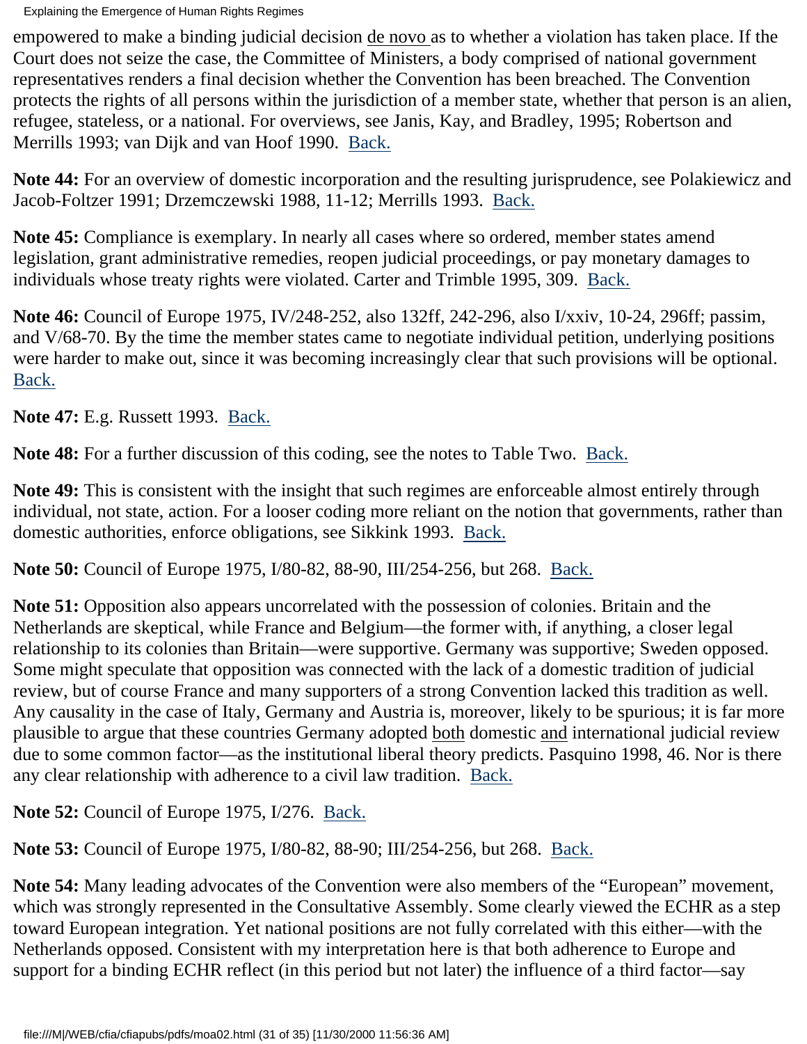empowered to make a binding judicial decision de novo as to whether a violation has taken place. If the Court does not seize the case, the Committee of Ministers, a body comprised of national government representatives renders a final decision whether the Convention has been breached. The Convention protects the rights of all persons within the jurisdiction of a member state, whether that person is an alien, refugee, stateless, or a national. For overviews, see Janis, Kay, and Bradley, 1995; Robertson and Merrills 1993; van Dijk and van Hoof 1990. Back.

**Note 44:** For an overview of domestic incorporation and the resulting jurisprudence, see Polakiewicz and Jacob-Foltzer 1991; Drzemczewski 1988, 11-12; Merrills 1993. Back.

**Note 45:** Compliance is exemplary. In nearly all cases where so ordered, member states amend legislation, grant administrative remedies, reopen judicial proceedings, or pay monetary damages to individuals whose treaty rights were violated. Carter and Trimble 1995, 309. Back.

**Note 46:** Council of Europe 1975, IV/248-252, also 132ff, 242-296, also I/xxiv, 10-24, 296ff; passim, and V/68-70. By the time the member states came to negotiate individual petition, underlying positions were harder to make out, since it was becoming increasingly clear that such provisions will be optional. Back.

**Note 47:** E.g. Russett 1993. Back.

**Note 48:** For a further discussion of this coding, see the notes to Table Two. Back.

**Note 49:** This is consistent with the insight that such regimes are enforceable almost entirely through individual, not state, action. For a looser coding more reliant on the notion that governments, rather than domestic authorities, enforce obligations, see Sikkink 1993. Back.

**Note 50:** Council of Europe 1975, I/80-82, 88-90, III/254-256, but 268. Back.

**Note 51:** Opposition also appears uncorrelated with the possession of colonies. Britain and the Netherlands are skeptical, while France and Belgium—the former with, if anything, a closer legal relationship to its colonies than Britain—were supportive. Germany was supportive; Sweden opposed. Some might speculate that opposition was connected with the lack of a domestic tradition of judicial review, but of course France and many supporters of a strong Convention lacked this tradition as well. Any causality in the case of Italy, Germany and Austria is, moreover, likely to be spurious; it is far more plausible to argue that these countries Germany adopted both domestic and international judicial review due to some common factor—as the institutional liberal theory predicts. Pasquino 1998, 46. Nor is there any clear relationship with adherence to a civil law tradition. Back.

**Note 52:** Council of Europe 1975, I/276. Back.

**Note 53:** Council of Europe 1975, I/80-82, 88-90; III/254-256, but 268. Back.

**Note 54:** Many leading advocates of the Convention were also members of the "European" movement, which was strongly represented in the Consultative Assembly. Some clearly viewed the ECHR as a step toward European integration. Yet national positions are not fully correlated with this either—with the Netherlands opposed. Consistent with my interpretation here is that both adherence to Europe and support for a binding ECHR reflect (in this period but not later) the influence of a third factor—say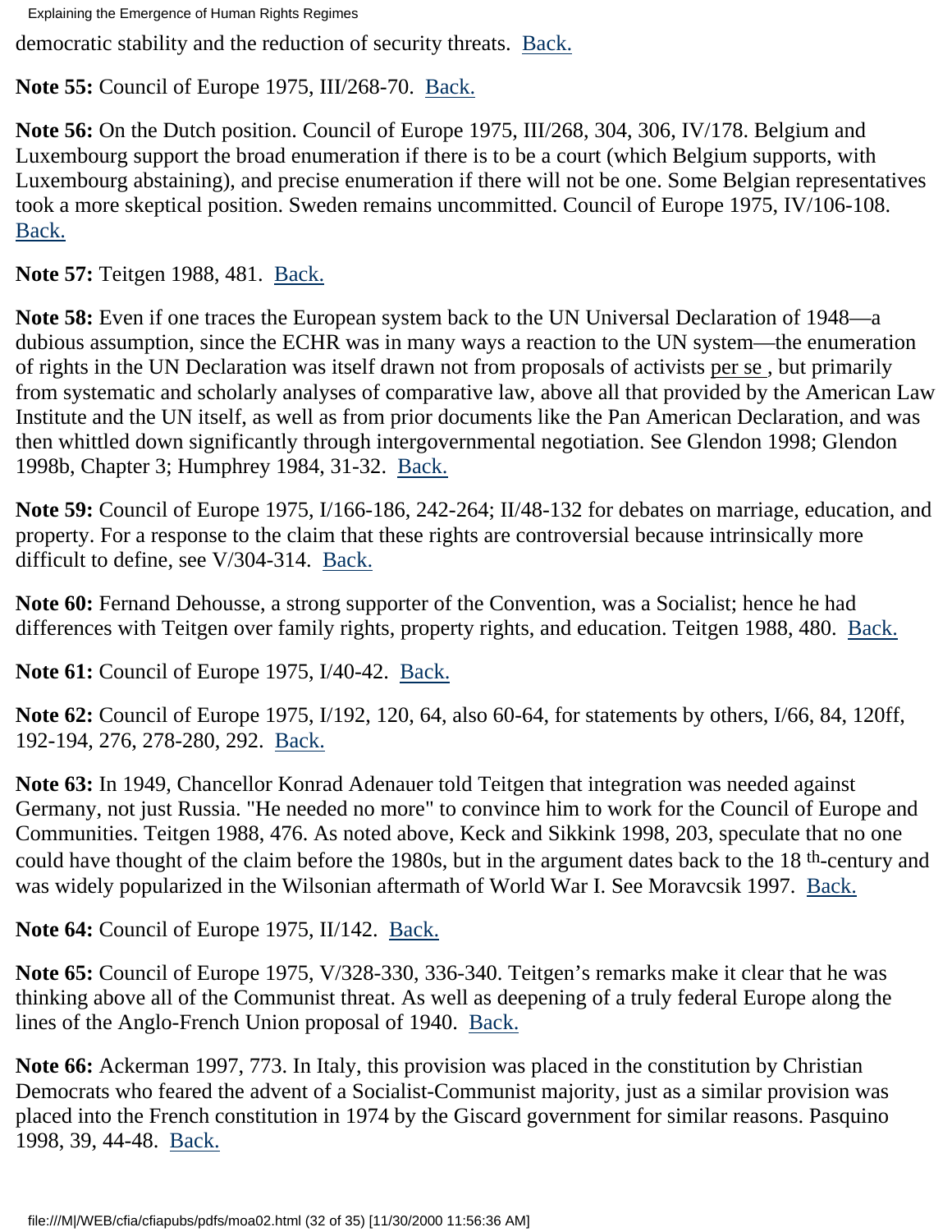democratic stability and the reduction of security threats. Back.

**Note 55:** Council of Europe 1975, III/268-70. Back.

**Note 56:** On the Dutch position. Council of Europe 1975, III/268, 304, 306, IV/178. Belgium and Luxembourg support the broad enumeration if there is to be a court (which Belgium supports, with Luxembourg abstaining), and precise enumeration if there will not be one. Some Belgian representatives took a more skeptical position. Sweden remains uncommitted. Council of Europe 1975, IV/106-108. Back.

**Note 57:** Teitgen 1988, 481. Back.

**Note 58:** Even if one traces the European system back to the UN Universal Declaration of 1948—a dubious assumption, since the ECHR was in many ways a reaction to the UN system—the enumeration of rights in the UN Declaration was itself drawn not from proposals of activists per se , but primarily from systematic and scholarly analyses of comparative law, above all that provided by the American Law Institute and the UN itself, as well as from prior documents like the Pan American Declaration, and was then whittled down significantly through intergovernmental negotiation. See Glendon 1998; Glendon 1998b, Chapter 3; Humphrey 1984, 31-32. Back.

**Note 59:** Council of Europe 1975, I/166-186, 242-264; II/48-132 for debates on marriage, education, and property. For a response to the claim that these rights are controversial because intrinsically more difficult to define, see V/304-314. Back.

**Note 60:** Fernand Dehousse, a strong supporter of the Convention, was a Socialist; hence he had differences with Teitgen over family rights, property rights, and education. Teitgen 1988, 480. Back.

**Note 61:** Council of Europe 1975, I/40-42. Back.

**Note 62:** Council of Europe 1975, I/192, 120, 64, also 60-64, for statements by others, I/66, 84, 120ff, 192-194, 276, 278-280, 292. Back.

**Note 63:** In 1949, Chancellor Konrad Adenauer told Teitgen that integration was needed against Germany, not just Russia. "He needed no more" to convince him to work for the Council of Europe and Communities. Teitgen 1988, 476. As noted above, Keck and Sikkink 1998, 203, speculate that no one could have thought of the claim before the 1980s, but in the argument dates back to the 18 th-century and was widely popularized in the Wilsonian aftermath of World War I. See Moravcsik 1997. Back.

**Note 64:** Council of Europe 1975, II/142. Back.

**Note 65:** Council of Europe 1975, V/328-330, 336-340. Teitgen's remarks make it clear that he was thinking above all of the Communist threat. As well as deepening of a truly federal Europe along the lines of the Anglo-French Union proposal of 1940. Back.

**Note 66:** Ackerman 1997, 773. In Italy, this provision was placed in the constitution by Christian Democrats who feared the advent of a Socialist-Communist majority, just as a similar provision was placed into the French constitution in 1974 by the Giscard government for similar reasons. Pasquino 1998, 39, 44-48. Back.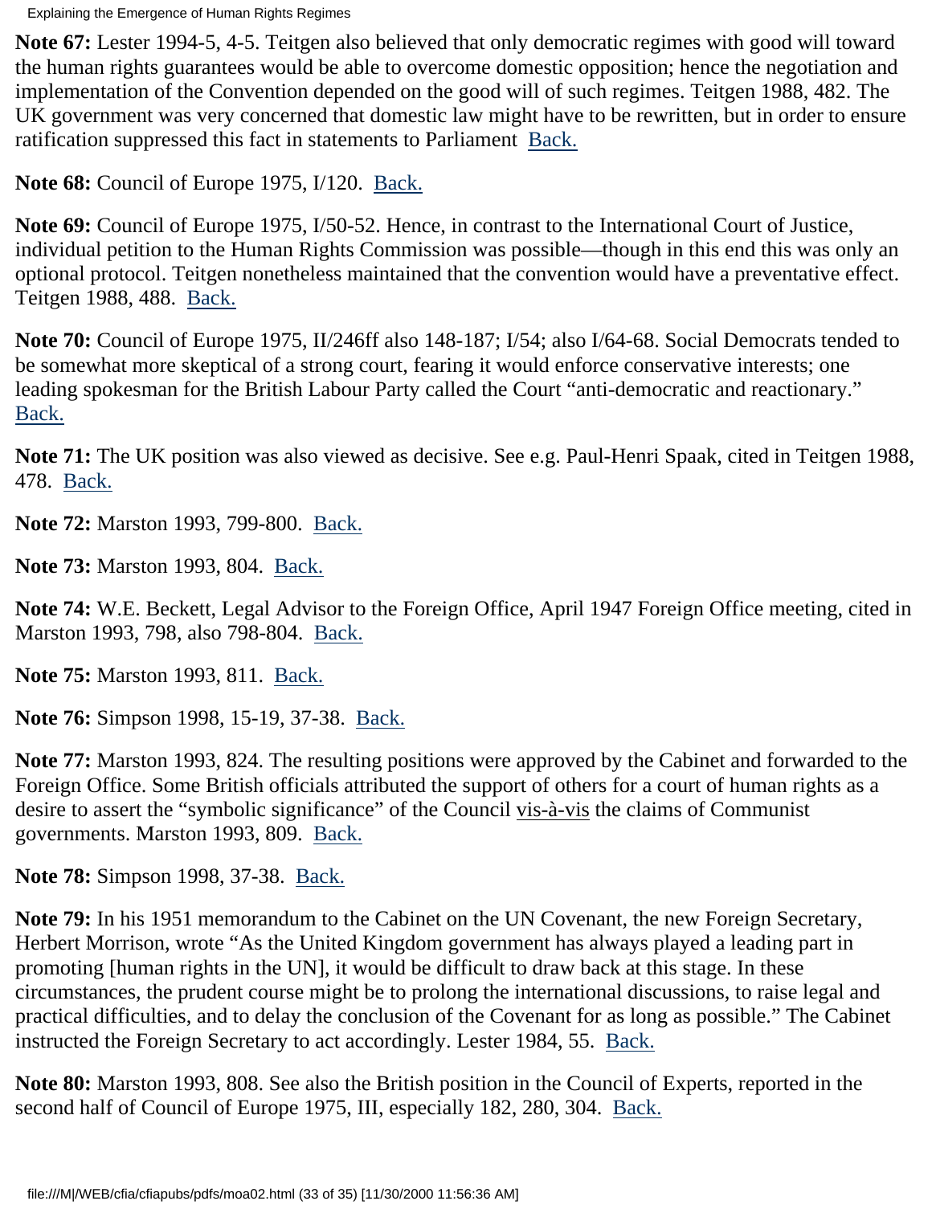**Note 67:** Lester 1994-5, 4-5. Teitgen also believed that only democratic regimes with good will toward the human rights guarantees would be able to overcome domestic opposition; hence the negotiation and implementation of the Convention depended on the good will of such regimes. Teitgen 1988, 482. The UK government was very concerned that domestic law might have to be rewritten, but in order to ensure ratification suppressed this fact in statements to Parliament  Back.

**Note 68:** Council of Europe 1975, I/120.  Back.

**Note 69:** Council of Europe 1975, I/50-52. Hence, in contrast to the International Court of Justice, individual petition to the Human Rights Commission was possible—though in this end this was only an optional protocol. Teitgen nonetheless maintained that the convention would have a preventative effect. Teitgen 1988, 488.  Back.

**Note 70:** Council of Europe 1975, II/246ff also 148-187; I/54; also I/64-68. Social Democrats tended to be somewhat more skeptical of a strong court, fearing it would enforce conservative interests; one leading spokesman for the British Labour Party called the Court "anti-democratic and reactionary."  Back.

**Note 71:** The UK position was also viewed as decisive. See e.g. Paul-Henri Spaak, cited in Teitgen 1988, 478.  Back.

**Note 72:** Marston 1993, 799-800.  Back.

**Note 73:** Marston 1993, 804.  Back.

**Note 74:** W.E. Beckett, Legal Advisor to the Foreign Office, April 1947 Foreign Office meeting, cited in Marston 1993, 798, also 798-804.  Back.

**Note 75:** Marston 1993, 811.  Back.

**Note 76:** Simpson 1998, 15-19, 37-38.  Back.

**Note 77:** Marston 1993, 824. The resulting positions were approved by the Cabinet and forwarded to the Foreign Office. Some British officials attributed the support of others for a court of human rights as a desire to assert the "symbolic significance" of the Council vis-à-vis the claims of Communist governments. Marston 1993, 809.  Back.

**Note 78:** Simpson 1998, 37-38.  Back.

**Note 79:** In his 1951 memorandum to the Cabinet on the UN Covenant, the new Foreign Secretary, Herbert Morrison, wrote "As the United Kingdom government has always played a leading part in promoting [human rights in the UN], it would be difficult to draw back at this stage. In these circumstances, the prudent course might be to prolong the international discussions, to raise legal and practical difficulties, and to delay the conclusion of the Covenant for as long as possible." The Cabinet instructed the Foreign Secretary to act accordingly. Lester 1984, 55.  Back.

**Note 80:** Marston 1993, 808. See also the British position in the Council of Experts, reported in the second half of Council of Europe 1975, III, especially 182, 280, 304.  Back.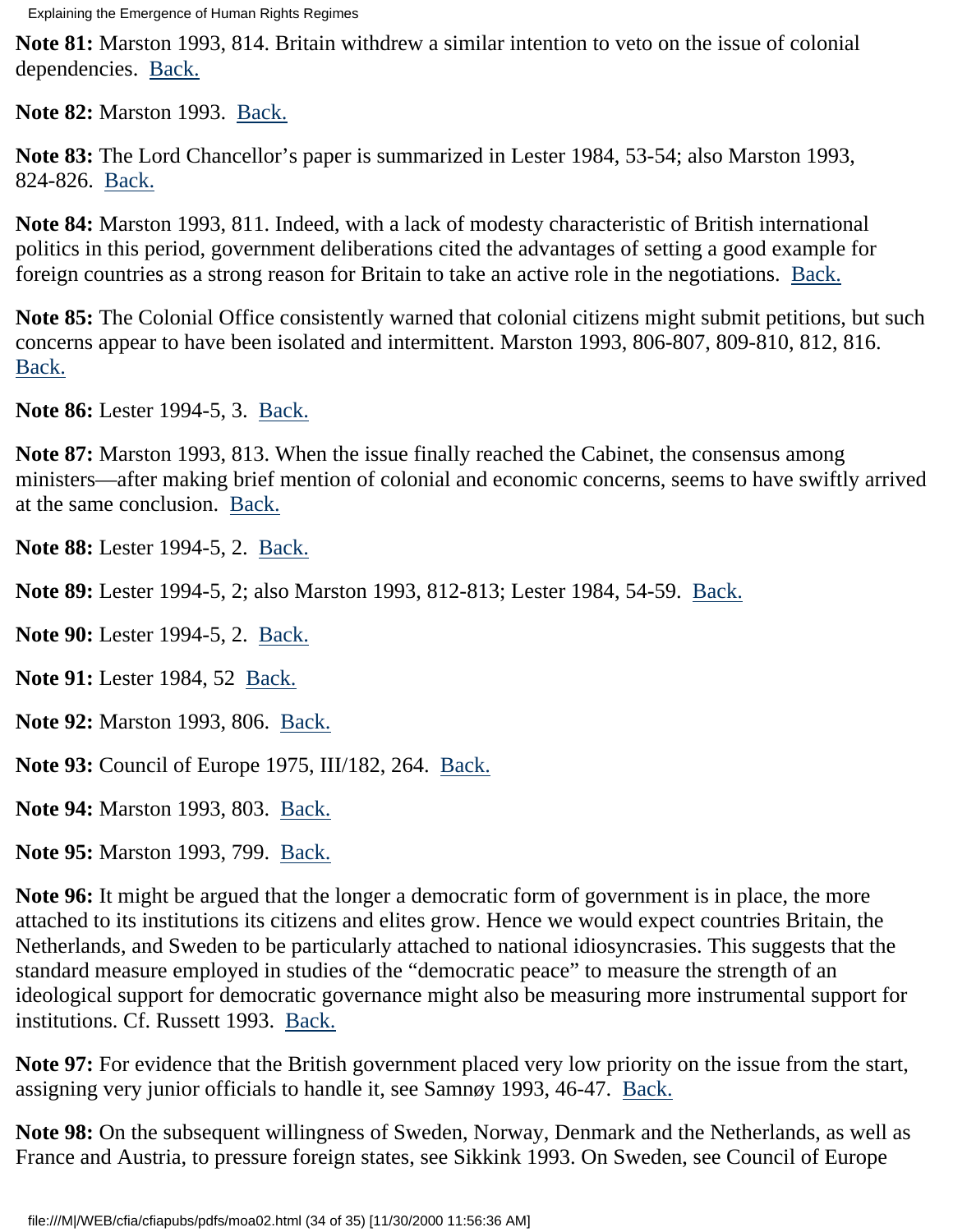**Note 81:** Marston 1993, 814. Britain withdrew a similar intention to veto on the issue of colonial dependencies. Back.

**Note 82:** Marston 1993. Back.

**Note 83:** The Lord Chancellor's paper is summarized in Lester 1984, 53-54; also Marston 1993, 824-826. Back.

**Note 84:** Marston 1993, 811. Indeed, with a lack of modesty characteristic of British international politics in this period, government deliberations cited the advantages of setting a good example for foreign countries as a strong reason for Britain to take an active role in the negotiations. Back.

**Note 85:** The Colonial Office consistently warned that colonial citizens might submit petitions, but such concerns appear to have been isolated and intermittent. Marston 1993, 806-807, 809-810, 812, 816. Back.

**Note 86:** Lester 1994-5, 3. Back.

**Note 87:** Marston 1993, 813. When the issue finally reached the Cabinet, the consensus among ministers—after making brief mention of colonial and economic concerns, seems to have swiftly arrived at the same conclusion. Back.

**Note 88:** Lester 1994-5, 2. Back.

**Note 89:** Lester 1994-5, 2; also Marston 1993, 812-813; Lester 1984, 54-59. Back.

**Note 90:** Lester 1994-5, 2. Back.

**Note 91:** Lester 1984, 52 Back.

**Note 92:** Marston 1993, 806. Back.

**Note 93:** Council of Europe 1975, III/182, 264. Back.

**Note 94:** Marston 1993, 803. Back.

**Note 95:** Marston 1993, 799. Back.

**Note 96:** It might be argued that the longer a democratic form of government is in place, the more attached to its institutions its citizens and elites grow. Hence we would expect countries Britain, the Netherlands, and Sweden to be particularly attached to national idiosyncrasies. This suggests that the standard measure employed in studies of the "democratic peace" to measure the strength of an ideological support for democratic governance might also be measuring more instrumental support for institutions. Cf. Russett 1993. Back.

**Note 97:** For evidence that the British government placed very low priority on the issue from the start, assigning very junior officials to handle it, see Samnøy 1993, 46-47. Back.

**Note 98:** On the subsequent willingness of Sweden, Norway, Denmark and the Netherlands, as well as France and Austria, to pressure foreign states, see Sikkink 1993. On Sweden, see Council of Europe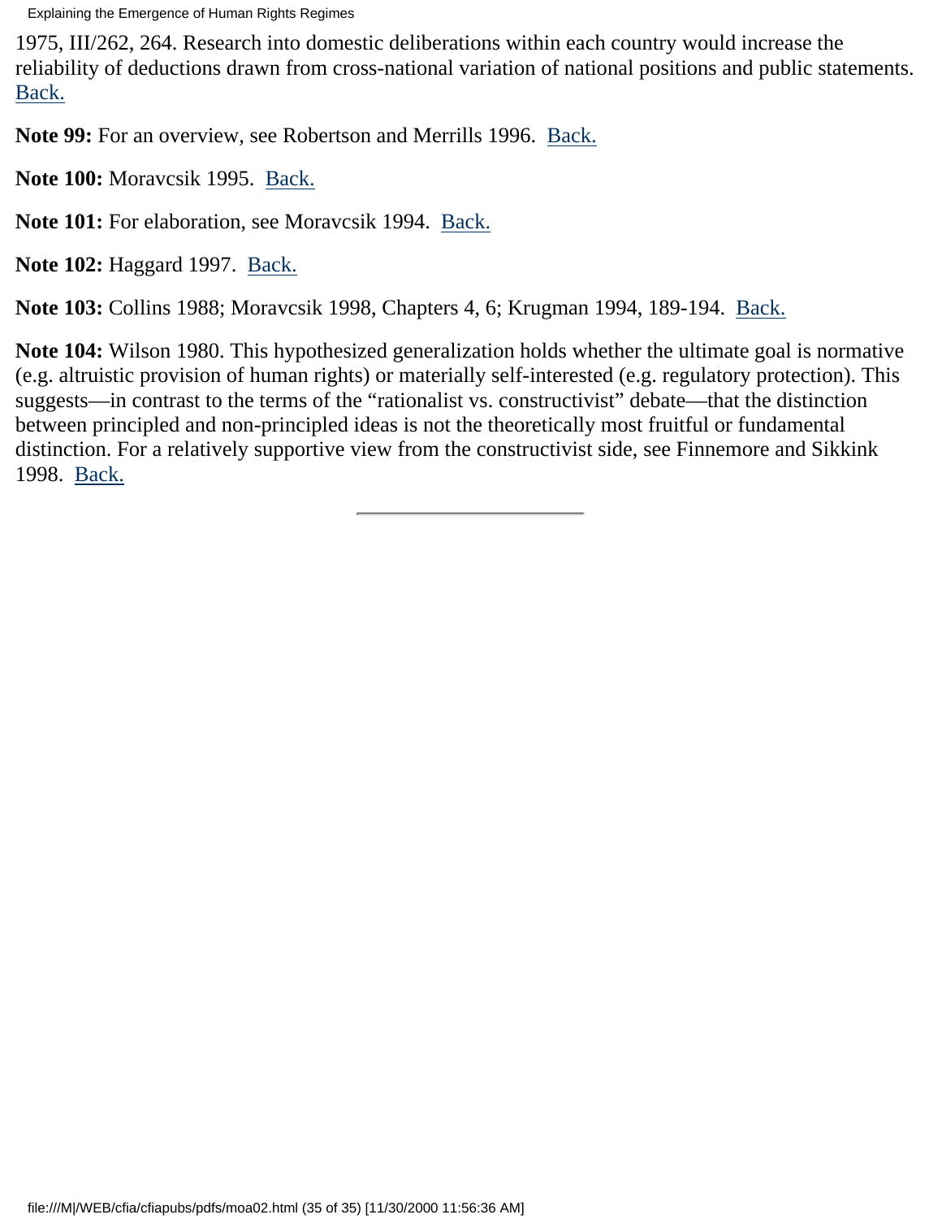1975, III/262, 264. Research into domestic deliberations within each country would increase the reliability of deductions drawn from cross-national variation of national positions and public statements. Back.

**Note 99:** For an overview, see Robertson and Merrills 1996. Back.

**Note 100:** Moravcsik 1995. Back.

**Note 101:** For elaboration, see Moravcsik 1994. Back.

**Note 102:** Haggard 1997. Back.

**Note 103:** Collins 1988; Moravcsik 1998, Chapters 4, 6; Krugman 1994, 189-194. Back.

**Note 104:** Wilson 1980. This hypothesized generalization holds whether the ultimate goal is normative (e.g. altruistic provision of human rights) or materially self-interested (e.g. regulatory protection). This suggests—in contrast to the terms of the "rationalist vs. constructivist" debate—that the distinction between principled and non-principled ideas is not the theoretically most fruitful or fundamental distinction. For a relatively supportive view from the constructivist side, see Finnemore and Sikkink 1998. Back.

---